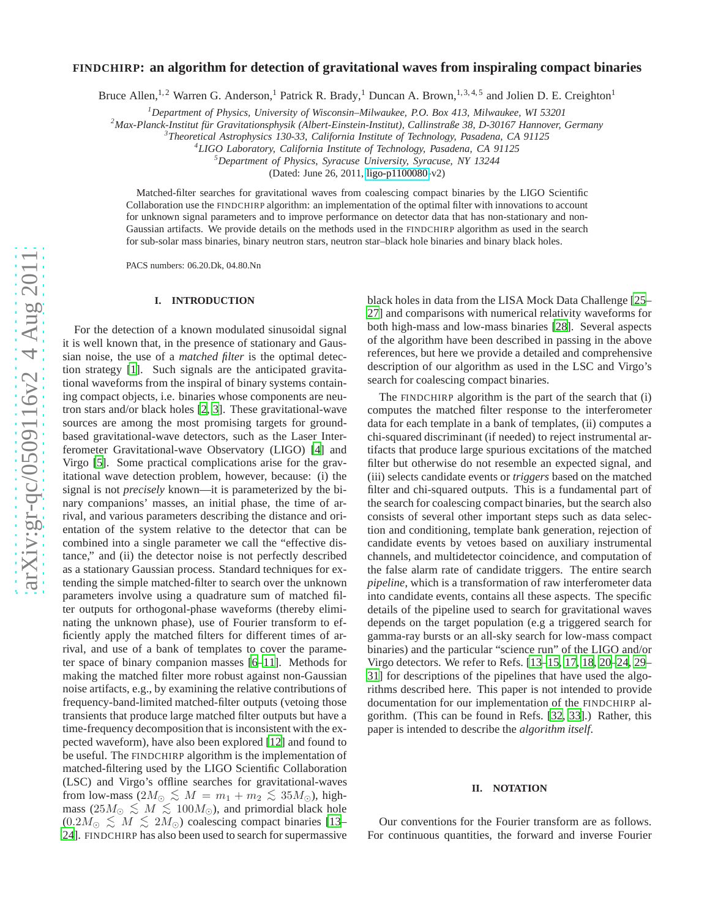# FINDCHIRP: an algorithm for detection of gravitational waves from inspiraling compact binaries

Bruce Allen,[1,2] Warren G. Anderson,[1] Patrick R. Brady,[1] Duncan A. Brown,[1,3,4,5] and Jolien D. E. Creighton[1]

[1]*Department of Physics, University of Wisconsin–Milwaukee, P.O. Box 413, Milwaukee, WI 53201*
[2]*Max-Planck-Institut für Gravitationsphysik (Albert-Einstein-Institut), Callinstraße 38, D-30167 Hannover, Germany*
[3]*Theoretical Astrophysics 130-33, California Institute of Technology, Pasadena, CA 91125*
[4]*LIGO Laboratory, California Institute of Technology, Pasadena, CA 91125*
[5]*Department of Physics, Syracuse University, Syracuse, NY 13244*

(Dated: June 26, 2011, ligo-p1100080-v2)

Matched-filter searches for gravitational waves from coalescing compact binaries by the LIGO Scientific Collaboration use the FINDCHIRP algorithm: an implementation of the optimal filter with innovations to account for unknown signal parameters and to improve performance on detector data that has non-stationary and non-Gaussian artifacts. We provide details on the methods used in the FINDCHIRP algorithm as used in the search for sub-solar mass binaries, binary neutron stars, neutron star–black hole binaries and binary black holes.

PACS numbers: 06.20.Dk, 04.80.Nn

## I. INTRODUCTION

For the detection of a known modulated sinusoidal signal it is well known that, in the presence of stationary and Gaussian noise, the use of a *matched filter* is the optimal detection strategy [1]. Such signals are the anticipated gravitational waveforms from the inspiral of binary systems containing compact objects, i.e. binaries whose components are neutron stars and/or black holes [2, 3]. These gravitational-wave sources are among the most promising targets for ground-based gravitational-wave detectors, such as the Laser Interferometer Gravitational-wave Observatory (LIGO) [4] and Virgo [5]. Some practical complications arise for the gravitational wave detection problem, however, because: (i) the signal is not *precisely* known—it is parameterized by the binary companions' masses, an initial phase, the time of arrival, and various parameters describing the distance and orientation of the system relative to the detector that can be combined into a single parameter we call the "effective distance," and (ii) the detector noise is not perfectly described as a stationary Gaussian process. Standard techniques for extending the simple matched-filter to search over the unknown parameters involve using a quadrature sum of matched filter outputs for orthogonal-phase waveforms (thereby eliminating the unknown phase), use of Fourier transform to efficiently apply the matched filters for different times of arrival, and use of a bank of templates to cover the parameter space of binary companion masses [6–11]. Methods for making the matched filter more robust against non-Gaussian noise artifacts, e.g., by examining the relative contributions of frequency-band-limited matched-filter outputs (vetoing those transients that produce large matched filter outputs but have a time-frequency decomposition that is inconsistent with the expected waveform), have also been explored [12] and found to be useful. The FINDCHIRP algorithm is the implementation of matched-filtering used by the LIGO Scientific Collaboration (LSC) and Virgo's offline searches for gravitational-waves from low-mass ($2M_\odot \lesssim M = m_1 + m_2 \lesssim 35M_\odot$), high-mass ($25M_\odot \lesssim M \lesssim 100M_\odot$), and primordial black hole ($0.2M_\odot \lesssim M \lesssim 2M_\odot$) coalescing compact binaries [13–24]. FINDCHIRP has also been used to search for supermassive black holes in data from the LISA Mock Data Challenge [25–27] and comparisons with numerical relativity waveforms for both high-mass and low-mass binaries [28]. Several aspects of the algorithm have been described in passing in the above references, but here we provide a detailed and comprehensive description of our algorithm as used in the LSC and Virgo's search for coalescing compact binaries.

The FINDCHIRP algorithm is the part of the search that (i) computes the matched filter response to the interferometer data for each template in a bank of templates, (ii) computes a chi-squared discriminant (if needed) to reject instrumental artifacts that produce large spurious excitations of the matched filter but otherwise do not resemble an expected signal, and (iii) selects candidate events or *triggers* based on the matched filter and chi-squared outputs. This is a fundamental part of the search for coalescing compact binaries, but the search also consists of several other important steps such as data selection and conditioning, template bank generation, rejection of candidate events by vetoes based on auxiliary instrumental channels, and multidetector coincidence, and computation of the false alarm rate of candidate triggers. The entire search *pipeline*, which is a transformation of raw interferometer data into candidate events, contains all these aspects. The specific details of the pipeline used to search for gravitational waves depends on the target population (e.g a triggered search for gamma-ray bursts or an all-sky search for low-mass compact binaries) and the particular "science run" of the LIGO and/or Virgo detectors. We refer to Refs. [13–15, 17, 18, 20–24, 29–31] for descriptions of the pipelines that have used the algorithms described here. This paper is not intended to provide documentation for our implementation of the FINDCHIRP algorithm. (This can be found in Refs. [32, 33].) Rather, this paper is intended to describe the *algorithm itself*.

## II. NOTATION

Our conventions for the Fourier transform are as follows. For continuous quantities, the forward and inverse Fourier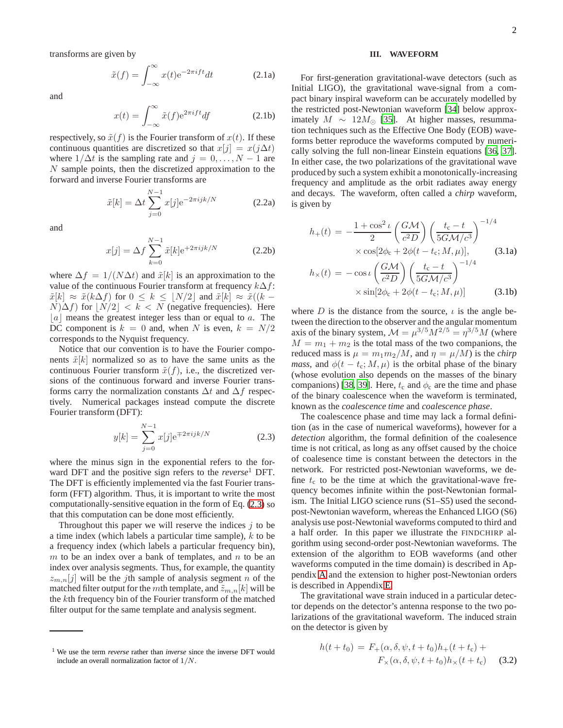transforms are given by

$$\tilde{x}(f) = \int_{-\infty}^{\infty} x(t) e^{-2\pi i f t} dt \tag{2.1a}$$

and

$$x(t) = \int_{-\infty}^{\infty} \tilde{x}(f) e^{2\pi i f t} df \tag{2.1b}$$

respectively, so $\tilde{x}(f)$ is the Fourier transform of $x(t)$. If these continuous quantities are discretized so that $x[j] = x(j\Delta t)$ where $1/\Delta t$ is the sampling rate and $j = 0, \ldots, N-1$ are $N$ sample points, then the discretized approximation to the forward and inverse Fourier transforms are

$$\tilde{x}[k] = \Delta t \sum_{j=0}^{N-1} x[j] e^{-2\pi i j k/N} \tag{2.2a}$$

and

$$x[j] = \Delta f \sum_{k=0}^{N-1} \tilde{x}[k] e^{+2\pi i j k/N} \tag{2.2b}$$

where $\Delta f = 1/(N\Delta t)$ and $\tilde{x}[k]$ is an approximation to the value of the continuous Fourier transform at frequency $k\Delta f$: $\tilde{x}[k] \approx \tilde{x}(k\Delta f)$ for $0 \leq k \leq \lfloor N/2 \rfloor$ and $\tilde{x}[k] \approx \tilde{x}((k - N)\Delta f)$ for $\lfloor N/2 \rfloor < k < N$ (negative frequencies). Here $\lfloor a \rfloor$ means the greatest integer less than or equal to $a$. The DC component is $k = 0$ and, when $N$ is even, $k = N/2$ corresponds to the Nyquist frequency.

Notice that our convention is to have the Fourier components $\tilde{x}[k]$ normalized so as to have the same units as the continuous Fourier transform $\tilde{x}(f)$, i.e., the discretized versions of the continuous forward and inverse Fourier transforms carry the normalization constants $\Delta t$ and $\Delta f$ respectively. Numerical packages instead compute the discrete Fourier transform (DFT):

$$y[k] = \sum_{j=0}^{N-1} x[j] e^{\mp 2\pi i j k/N} \tag{2.3}$$

where the minus sign in the exponential refers to the forward DFT and the positive sign refers to the *reverse*[1] DFT. The DFT is efficiently implemented via the fast Fourier transform (FFT) algorithm. Thus, it is important to write the most computationally-sensitive equation in the form of Eq. (2.3) so that this computation can be done most efficiently.

Throughout this paper we will reserve the indices $j$ to be a time index (which labels a particular time sample), $k$ to be a frequency index (which labels a particular frequency bin), $m$ to be an index over a bank of templates, and $n$ to be an index over analysis segments. Thus, for example, the quantity $z_{m,n}[j]$ will be the $j$th sample of analysis segment $n$ of the matched filter output for the $m$th template, and $\tilde{z}_{m,n}[k]$ will be the $k$th frequency bin of the Fourier transform of the matched filter output for the same template and analysis segment.

[1] We use the term *reverse* rather than *inverse* since the inverse DFT would include an overall normalization factor of $1/N$.

## III. WAVEFORM

For first-generation gravitational-wave detectors (such as Initial LIGO), the gravitational wave-signal from a compact binary inspiral waveform can be accurately modelled by the restricted post-Newtonian waveform [34] below approximately $M \sim 12M_\odot$ [35]. At higher masses, resummation techniques such as the Effective One Body (EOB) waveforms better reproduce the waveforms computed by numerically solving the full non-linear Einstein equations [36, 37]. In either case, the two polarizations of the gravitational wave produced by such a system exhibit a monotonically-increasing frequency and amplitude as the orbit radiates away energy and decays. The waveform, often called a *chirp* waveform, is given by

$$\begin{aligned} h_+(t) &= -\frac{1+\cos^2\iota}{2}\left(\frac{G\mathcal{M}}{c^2 D}\right)\left(\frac{t_c - t}{5G\mathcal{M}/c^3}\right)^{-1/4} \\ &\quad \times \cos[2\phi_c + 2\phi(t - t_c; M, \mu)], \end{aligned} \tag{3.1a}$$

$$\begin{aligned} h_\times(t) &= -\cos\iota\left(\frac{G\mathcal{M}}{c^2 D}\right)\left(\frac{t_c - t}{5G\mathcal{M}/c^3}\right)^{-1/4} \\ &\quad \times \sin[2\phi_c + 2\phi(t - t_c; M, \mu)] \end{aligned} \tag{3.1b}$$

where $D$ is the distance from the source, $\iota$ is the angle between the direction to the observer and the angular momentum axis of the binary system, $\mathcal{M} = \mu^{3/5} M^{2/5} = \eta^{3/5} M$ (where $M = m_1 + m_2$ is the total mass of the two companions, the reduced mass is $\mu = m_1 m_2 / M$, and $\eta = \mu/M$) is the *chirp mass*, and $\phi(t - t_c; M, \mu)$ is the orbital phase of the binary (whose evolution also depends on the masses of the binary companions) [38, 39]. Here, $t_c$ and $\phi_c$ are the time and phase of the binary coalescence when the waveform is terminated, known as the *coalescence time* and *coalescence phase*.

The coalescence phase and time may lack a formal definition (as in the case of numerical waveforms), however for a *detection* algorithm, the formal definition of the coalescence time is not critical, as long as any offset caused by the choice of coalesence time is constant between the detectors in the network. For restricted post-Newtonian waveforms, we define $t_c$ to be the time at which the gravitational-wave frequency becomes infinite within the post-Newtonian formalism. The Initial LIGO science runs (S1–S5) used the second-post-Newtonian waveform, whereas the Enhanced LIGO (S6) analysis use post-Newtonial waveforms computed to third and a half order. In this paper we illustrate the FINDCHIRP algorithm using second-order post-Newtonian waveforms. The extension of the algorithm to EOB waveforms (and other waveforms computed in the time domain) is described in Appendix A and the extension to higher post-Newtonian orders is described in Appendix E.

The gravitational wave strain induced in a particular detector depends on the detector's antenna response to the two polarizations of the gravitational waveform. The induced strain on the detector is given by

$$\begin{aligned} h(t + t_0) &= F_+(\alpha, \delta, \psi, t + t_0) h_+(t + t_c) + \\ &\quad F_\times(\alpha, \delta, \psi, t + t_0) h_\times(t + t_c) \end{aligned} \tag{3.2}$$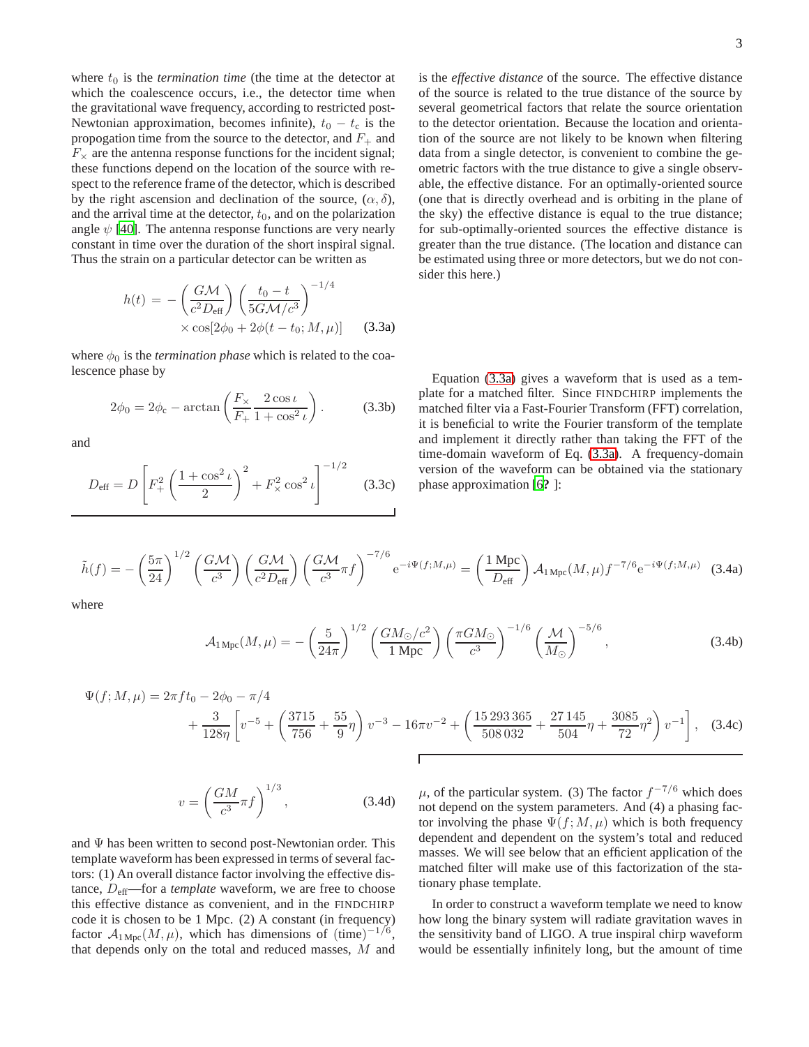where $t_0$ is the *termination time* (the time at the detector at which the coalescence occurs, i.e., the detector time when the gravitational wave frequency, according to restricted post-Newtonian approximation, becomes infinite), $t_0 - t_c$ is the propogation time from the source to the detector, and $F_+$ and $F_\times$ are the antenna response functions for the incident signal; these functions depend on the location of the source with respect to the reference frame of the detector, which is described by the right ascension and declination of the source, $(\alpha, \delta)$, and the arrival time at the detector, $t_0$, and on the polarization angle $\psi$ [40]. The antenna response functions are very nearly constant in time over the duration of the short inspiral signal. Thus the strain on a particular detector can be written as

$$h(t) = -\left(\frac{G\mathcal{M}}{c^2 D_{\text{eff}}}\right)\left(\frac{t_0 - t}{5G\mathcal{M}/c^3}\right)^{-1/4} \times \cos[2\phi_0 + 2\phi(t - t_0; M, \mu)] \tag{3.3a}$$

where $\phi_0$ is the *termination phase* which is related to the coalescence phase by

$$2\phi_0 = 2\phi_c - \arctan\left(\frac{F_\times}{F_+}\frac{2\cos\iota}{1+\cos^2\iota}\right). \tag{3.3b}$$

and

$$D_{\text{eff}} = D\left[F_+^2\left(\frac{1+\cos^2\iota}{2}\right)^2 + F_\times^2\cos^2\iota\right]^{-1/2} \tag{3.3c}$$

is the *effective distance* of the source. The effective distance of the source is related to the true distance of the source by several geometrical factors that relate the source orientation to the detector orientation. Because the location and orientation of the source are not likely to be known when filtering data from a single detector, is convenient to combine the geometric factors with the true distance to give a single observable, the effective distance. For an optimally-oriented source (one that is directly overhead and is orbiting in the plane of the sky) the effective distance is equal to the true distance; for sub-optimally-oriented sources the effective distance is greater than the true distance. (The location and distance can be estimated using three or more detectors, but we do not consider this here.)

Equation (3.3a) gives a waveform that is used as a template for a matched filter. Since FINDCHIRP implements the matched filter via a Fast-Fourier Transform (FFT) correlation, it is beneficial to write the Fourier transform of the template and implement it directly rather than taking the FFT of the time-domain waveform of Eq. (3.3a). A frequency-domain version of the waveform can be obtained via the stationary phase approximation [6? ]:

$$\tilde{h}(f) = -\left(\frac{5\pi}{24}\right)^{1/2}\left(\frac{G\mathcal{M}}{c^3}\right)\left(\frac{G\mathcal{M}}{c^2 D_{\text{eff}}}\right)\left(\frac{G\mathcal{M}}{c^3}\pi f\right)^{-7/6} \mathrm{e}^{-i\Psi(f;M,\mu)} = \left(\frac{1\,\text{Mpc}}{D_{\text{eff}}}\right)\mathcal{A}_{1\,\text{Mpc}}(M,\mu) f^{-7/6}\mathrm{e}^{-i\Psi(f;M,\mu)} \tag{3.4a}$$

where

$$\mathcal{A}_{1\,\text{Mpc}}(M,\mu) = -\left(\frac{5}{24\pi}\right)^{1/2}\left(\frac{GM_\odot/c^2}{1\,\text{Mpc}}\right)\left(\frac{\pi G M_\odot}{c^3}\right)^{-1/6}\left(\frac{\mathcal{M}}{M_\odot}\right)^{-5/6}, \tag{3.4b}$$

$$\Psi(f;M,\mu) = 2\pi f t_0 - 2\phi_0 - \pi/4 + \frac{3}{128\eta}\left[v^{-5} + \left(\frac{3715}{756} + \frac{55}{9}\eta\right)v^{-3} - 16\pi v^{-2} + \left(\frac{15\,293\,365}{508\,032} + \frac{27\,145}{504}\eta + \frac{3085}{72}\eta^2\right)v^{-1}\right], \tag{3.4c}$$

$$v = \left(\frac{GM}{c^3}\pi f\right)^{1/3}, \tag{3.4d}$$

and $\Psi$ has been written to second post-Newtonian order. This template waveform has been expressed in terms of several factors: (1) An overall distance factor involving the effective distance, $D_{\text{eff}}$—for a *template* waveform, we are free to choose this effective distance as convenient, and in the FINDCHIRP code it is chosen to be 1 Mpc. (2) A constant (in frequency) factor $\mathcal{A}_{1\,\text{Mpc}}(M,\mu)$, which has dimensions of $(\text{time})^{-1/6}$, that depends only on the total and reduced masses, $M$ and $\mu$, of the particular system. (3) The factor $f^{-7/6}$ which does not depend on the system parameters. And (4) a phasing factor involving the phase $\Psi(f;M,\mu)$ which is both frequency dependent and dependent on the system's total and reduced masses. We will see below that an efficient application of the matched filter will make use of this factorization of the stationary phase template.

In order to construct a waveform template we need to know how long the binary system will radiate gravitation waves in the sensitivity band of LIGO. A true inspiral chirp waveform would be essentially infinitely long, but the amount of time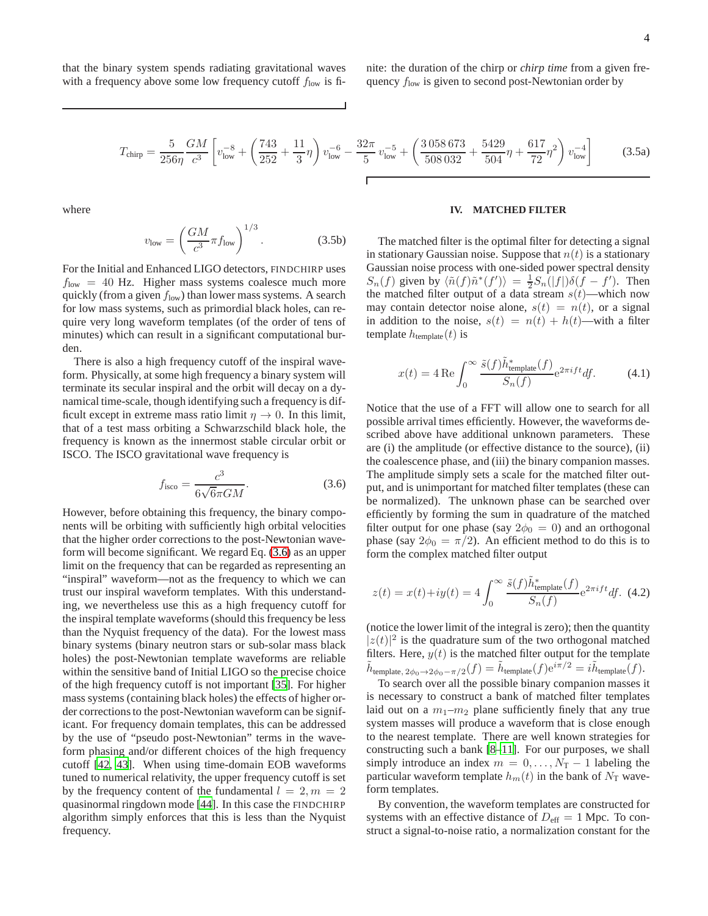that the binary system spends radiating gravitational waves with a frequency above some low frequency cutoff $f_{\rm low}$ is finite: the duration of the chirp or *chirp time* from a given frequency $f_{\rm low}$ is given to second post-Newtonian order by

$$T_{\rm chirp} = \frac{5}{256\eta}\frac{GM}{c^3}\left[v_{\rm low}^{-8} + \left(\frac{743}{252} + \frac{11}{3}\eta\right)v_{\rm low}^{-6} - \frac{32\pi}{5}v_{\rm low}^{-5} + \left(\frac{3\,058\,673}{508\,032} + \frac{5429}{504}\eta + \frac{617}{72}\eta^2\right)v_{\rm low}^{-4}\right] \tag{3.5a}$$

where

$$v_{\rm low} = \left(\frac{GM}{c^3}\pi f_{\rm low}\right)^{1/3}. \tag{3.5b}$$

For the Initial and Enhanced LIGO detectors, FINDCHIRP uses $f_{\rm low} = 40$ Hz. Higher mass systems coalesce much more quickly (from a given $f_{\rm low}$) than lower mass systems. A search for low mass systems, such as primordial black holes, can require very long waveform templates (of the order of tens of minutes) which can result in a significant computational burden.

There is also a high frequency cutoff of the inspiral waveform. Physically, at some high frequency a binary system will terminate its secular inspiral and the orbit will decay on a dynamical time-scale, though identifying such a frequency is difficult except in extreme mass ratio limit $\eta \to 0$. In this limit, that of a test mass orbiting a Schwarzschild black hole, the frequency is known as the innermost stable circular orbit or ISCO. The ISCO gravitational wave frequency is

$$f_{\rm isco} = \frac{c^3}{6\sqrt{6}\pi GM}. \tag{3.6}$$

However, before obtaining this frequency, the binary components will be orbiting with sufficiently high orbital velocities that the higher order corrections to the post-Newtonian waveform will become significant. We regard Eq. (3.6) as an upper limit on the frequency that can be regarded as representing an "inspiral" waveform—not as the frequency to which we can trust our inspiral waveform templates. With this understanding, we nevertheless use this as a high frequency cutoff for the inspiral template waveforms (should this frequency be less than the Nyquist frequency of the data). For the lowest mass binary systems (binary neutron stars or sub-solar mass black holes) the post-Newtonian template waveforms are reliable within the sensitive band of Initial LIGO so the precise choice of the high frequency cutoff is not important [35]. For higher mass systems (containing black holes) the effects of higher order corrections to the post-Newtonian waveform can be significant. For frequency domain templates, this can be addressed by the use of "pseudo post-Newtonian" terms in the waveform phasing and/or different choices of the high frequency cutoff [42, 43]. When using time-domain EOB waveforms tuned to numerical relativity, the upper frequency cutoff is set by the frequency content of the fundamental $l = 2, m = 2$ quasinormal ringdown mode [44]. In this case the FINDCHIRP algorithm simply enforces that this is less than the Nyquist frequency.

## IV. MATCHED FILTER

The matched filter is the optimal filter for detecting a signal in stationary Gaussian noise. Suppose that $n(t)$ is a stationary Gaussian noise process with one-sided power spectral density $S_n(f)$ given by $\langle \tilde{n}(f)\tilde{n}^*(f')\rangle = \frac{1}{2}S_n(|f|)\delta(f-f')$. Then the matched filter output of a data stream $s(t)$—which now may contain detector noise alone, $s(t) = n(t)$, or a signal in addition to the noise, $s(t) = n(t) + h(t)$—with a filter template $h_{\rm template}(t)$ is

$$x(t) = 4\,\mathrm{Re}\int_0^\infty \frac{\tilde{s}(f)\tilde{h}^*_{\rm template}(f)}{S_n(f)} e^{2\pi i f t} df. \tag{4.1}$$

Notice that the use of a FFT will allow one to search for all possible arrival times efficiently. However, the waveforms described above have additional unknown parameters. These are (i) the amplitude (or effective distance to the source), (ii) the coalescence phase, and (iii) the binary companion masses. The amplitude simply sets a scale for the matched filter output, and is unimportant for matched filter templates (these can be normalized). The unknown phase can be searched over efficiently by forming the sum in quadrature of the matched filter output for one phase (say $2\phi_0 = 0$) and an orthogonal phase (say $2\phi_0 = \pi/2$). An efficient method to do this is to form the complex matched filter output

$$z(t) = x(t) + iy(t) = 4\int_0^\infty \frac{\tilde{s}(f)\tilde{h}^*_{\rm template}(f)}{S_n(f)} e^{2\pi i f t} df. \tag{4.2}$$

(notice the lower limit of the integral is zero); then the quantity $|z(t)|^2$ is the quadrature sum of the two orthogonal matched filters. Here, $y(t)$ is the matched filter output for the template $\tilde{h}_{{\rm template},\,2\phi_0 \to 2\phi_0 - \pi/2}(f) = \tilde{h}_{\rm template}(f)e^{i\pi/2} = i\tilde{h}_{\rm template}(f)$.

To search over all the possible binary companion masses it is necessary to construct a bank of matched filter templates laid out on a $m_1$–$m_2$ plane sufficiently finely that any true system masses will produce a waveform that is close enough to the nearest template. There are well known strategies for constructing such a bank [8–11]. For our purposes, we shall simply introduce an index $m = 0, \ldots, N_{\rm T} - 1$ labeling the particular waveform template $h_m(t)$ in the bank of $N_{\rm T}$ waveform templates.

By convention, the waveform templates are constructed for systems with an effective distance of $D_{\rm eff} = 1$ Mpc. To construct a signal-to-noise ratio, a normalization constant for the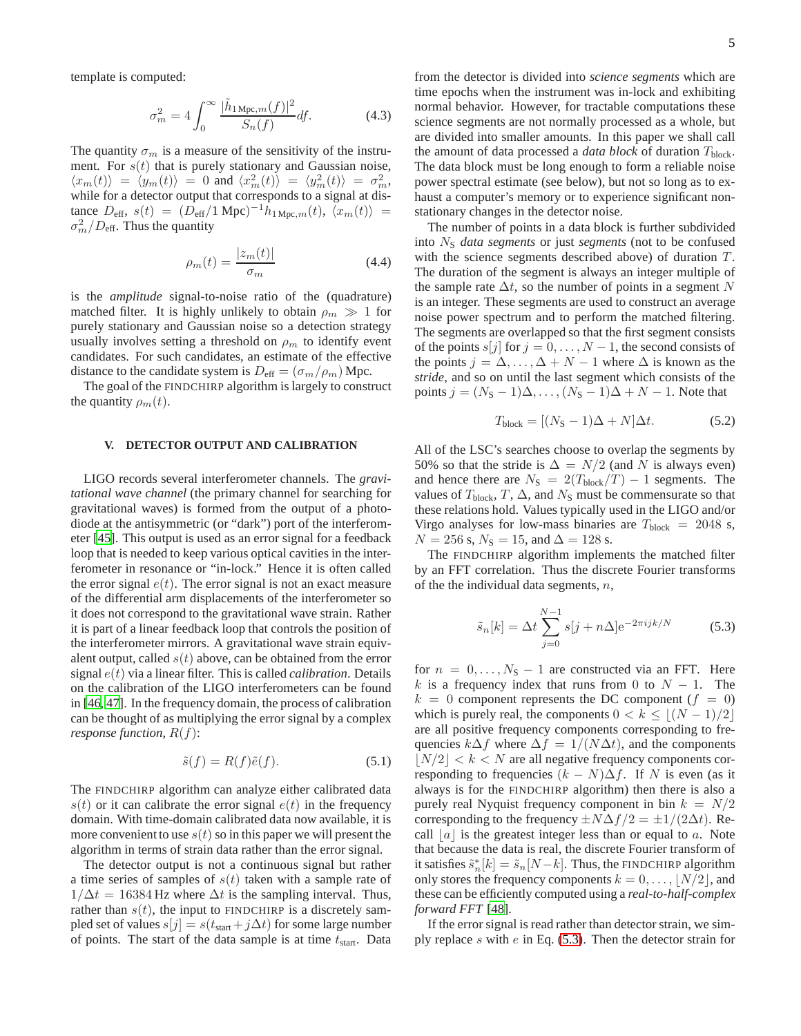template is computed:

$$\sigma_m^2 = 4\int_0^\infty \frac{|\tilde{h}_{1\,\mathrm{Mpc},m}(f)|^2}{S_n(f)}df. \tag{4.3}$$

The quantity $\sigma_m$ is a measure of the sensitivity of the instrument. For $s(t)$ that is purely stationary and Gaussian noise, $\langle x_m(t)\rangle = \langle y_m(t)\rangle = 0$ and $\langle x_m^2(t)\rangle = \langle y_m^2(t)\rangle = \sigma_m^2$, while for a detector output that corresponds to a signal at distance $D_{\mathrm{eff}}$, $s(t) = (D_{\mathrm{eff}}/1\,\mathrm{Mpc})^{-1}h_{1\,\mathrm{Mpc},m}(t)$, $\langle x_m(t)\rangle = \sigma_m^2/D_{\mathrm{eff}}$. Thus the quantity

$$\rho_m(t) = \frac{|z_m(t)|}{\sigma_m} \tag{4.4}$$

is the *amplitude* signal-to-noise ratio of the (quadrature) matched filter. It is highly unlikely to obtain $\rho_m \gg 1$ for purely stationary and Gaussian noise so a detection strategy usually involves setting a threshold on $\rho_m$ to identify event candidates. For such candidates, an estimate of the effective distance to the candidate system is $D_{\mathrm{eff}} = (\sigma_m/\rho_m)$ Mpc.

The goal of the FINDCHIRP algorithm is largely to construct the quantity $\rho_m(t)$.

## V. DETECTOR OUTPUT AND CALIBRATION

LIGO records several interferometer channels. The *gravitational wave channel* (the primary channel for searching for gravitational waves) is formed from the output of a photodiode at the antisymmetric (or "dark") port of the interferometer [45]. This output is used as an error signal for a feedback loop that is needed to keep various optical cavities in the interferometer in resonance or "in-lock." Hence it is often called the error signal $e(t)$. The error signal is not an exact measure of the differential arm displacements of the interferometer so it does not correspond to the gravitational wave strain. Rather it is part of a linear feedback loop that controls the position of the interferometer mirrors. A gravitational wave strain equivalent output, called $s(t)$ above, can be obtained from the error signal $e(t)$ via a linear filter. This is called *calibration*. Details on the calibration of the LIGO interferometers can be found in [46, 47]. In the frequency domain, the process of calibration can be thought of as multiplying the error signal by a complex *response function*, $R(f)$:

$$\tilde{s}(f) = R(f)\tilde{e}(f). \tag{5.1}$$

The FINDCHIRP algorithm can analyze either calibrated data $s(t)$ or it can calibrate the error signal $e(t)$ in the frequency domain. With time-domain calibrated data now available, it is more convenient to use $s(t)$ so in this paper we will present the algorithm in terms of strain data rather than the error signal.

The detector output is not a continuous signal but rather a time series of samples of $s(t)$ taken with a sample rate of $1/\Delta t = 16384$ Hz where $\Delta t$ is the sampling interval. Thus, rather than $s(t)$, the input to FINDCHIRP is a discretely sampled set of values $s[j] = s(t_{\mathrm{start}} + j\Delta t)$ for some large number of points. The start of the data sample is at time $t_{\mathrm{start}}$. Data from the detector is divided into *science segments* which are time epochs when the instrument was in-lock and exhibiting normal behavior. However, for tractable computations these science segments are not normally processed as a whole, but are divided into smaller amounts. In this paper we shall call the amount of data processed a *data block* of duration $T_{\mathrm{block}}$. The data block must be long enough to form a reliable noise power spectral estimate (see below), but not so long as to exhaust a computer's memory or to experience significant non-stationary changes in the detector noise.

The number of points in a data block is further subdivided into $N_{\mathrm{S}}$ *data segments* or just *segments* (not to be confused with the science segments described above) of duration $T$. The duration of the segment is always an integer multiple of the sample rate $\Delta t$, so the number of points in a segment $N$ is an integer. These segments are used to construct an average noise power spectrum and to perform the matched filtering. The segments are overlapped so that the first segment consists of the points $s[j]$ for $j = 0, \ldots, N-1$, the second consists of the points $j = \Delta, \ldots, \Delta + N - 1$ where $\Delta$ is known as the *stride*, and so on until the last segment which consists of the points $j = (N_{\mathrm{S}}-1)\Delta, \ldots, (N_{\mathrm{S}}-1)\Delta + N - 1$. Note that

$$T_{\mathrm{block}} = [(N_{\mathrm{S}}-1)\Delta + N]\Delta t. \tag{5.2}$$

All of the LSC's searches choose to overlap the segments by 50% so that the stride is $\Delta = N/2$ (and $N$ is always even) and hence there are $N_{\mathrm{S}} = 2(T_{\mathrm{block}}/T) - 1$ segments. The values of $T_{\mathrm{block}}$, $T$, $\Delta$, and $N_{\mathrm{S}}$ must be commensurate so that these relations hold. Values typically used in the LIGO and/or Virgo analyses for low-mass binaries are $T_{\mathrm{block}} = 2048$ s, $N = 256$ s, $N_{\mathrm{S}} = 15$, and $\Delta = 128$ s.

The FINDCHIRP algorithm implements the matched filter by an FFT correlation. Thus the discrete Fourier transforms of the the individual data segments, $n$,

$$\tilde{s}_n[k] = \Delta t \sum_{j=0}^{N-1} s[j + n\Delta]\mathrm{e}^{-2\pi ijk/N} \tag{5.3}$$

for $n = 0, \ldots, N_{\mathrm{S}} - 1$ are constructed via an FFT. Here $k$ is a frequency index that runs from $0$ to $N-1$. The $k = 0$ component represents the DC component ($f = 0$) which is purely real, the components $0 < k \leq \lfloor (N-1)/2 \rfloor$ are all positive frequency components corresponding to frequencies $k\Delta f$ where $\Delta f = 1/(N\Delta t)$, and the components $\lfloor N/2 \rfloor < k < N$ are all negative frequency components corresponding to frequencies $(k-N)\Delta f$. If $N$ is even (as it always is for the FINDCHIRP algorithm) then there is also a purely real Nyquist frequency component in bin $k = N/2$ corresponding to the frequency $\pm N\Delta f/2 = \pm 1/(2\Delta t)$. Recall $\lfloor a \rfloor$ is the greatest integer less than or equal to $a$. Note that because the data is real, the discrete Fourier transform of it satisfies $\tilde{s}_n^*[k] = \tilde{s}_n[N-k]$. Thus, the FINDCHIRP algorithm only stores the frequency components $k = 0, \ldots, \lfloor N/2 \rfloor$, and these can be efficiently computed using a *real-to-half-complex forward FFT* [48].

If the error signal is read rather than detector strain, we simply replace $s$ with $e$ in Eq. (5.3). Then the detector strain for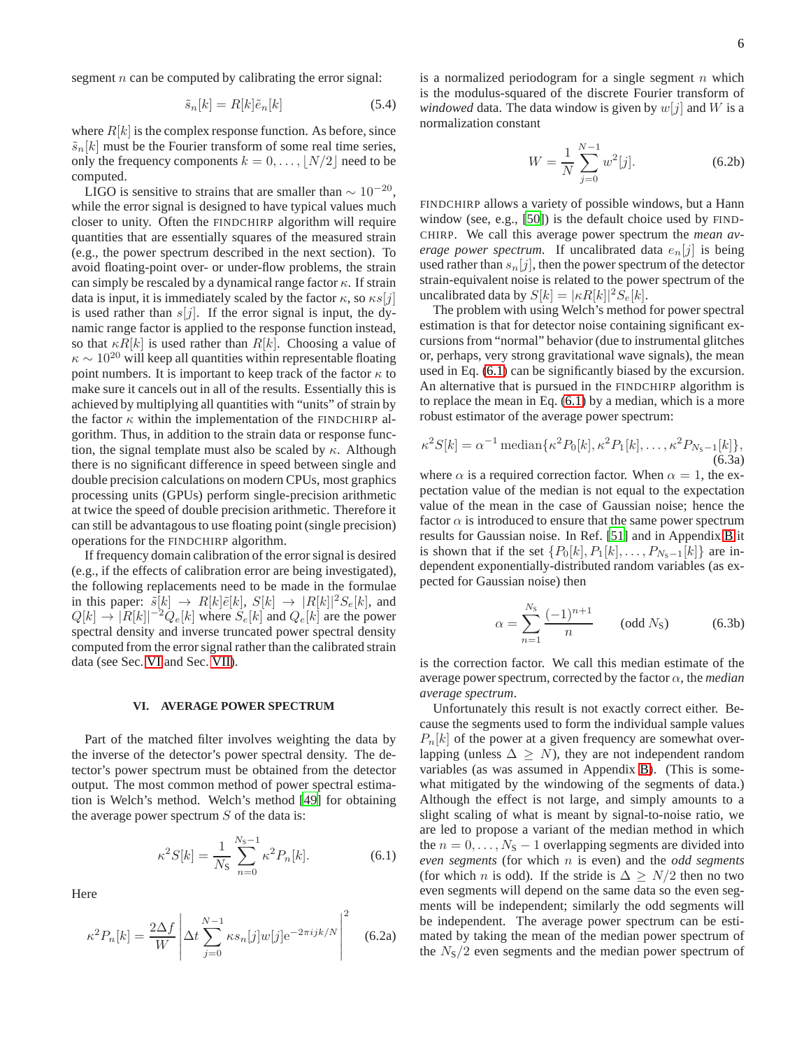segment $n$ can be computed by calibrating the error signal:

$$\tilde{s}_n[k] = R[k]\tilde{e}_n[k] \tag{5.4}$$

where $R[k]$ is the complex response function. As before, since $\tilde{s}_n[k]$ must be the Fourier transform of some real time series, only the frequency components $k = 0, \ldots, \lfloor N/2 \rfloor$ need to be computed.

LIGO is sensitive to strains that are smaller than $\sim 10^{-20}$, while the error signal is designed to have typical values much closer to unity. Often the FINDCHIRP algorithm will require quantities that are essentially squares of the measured strain (e.g., the power spectrum described in the next section). To avoid floating-point over- or under-flow problems, the strain can simply be rescaled by a dynamical range factor $\kappa$. If strain data is input, it is immediately scaled by the factor $\kappa$, so $\kappa s[j]$ is used rather than $s[j]$. If the error signal is input, the dynamic range factor is applied to the response function instead, so that $\kappa R[k]$ is used rather than $R[k]$. Choosing a value of $\kappa \sim 10^{20}$ will keep all quantities within representable floating point numbers. It is important to keep track of the factor $\kappa$ to make sure it cancels out in all of the results. Essentially this is achieved by multiplying all quantities with "units" of strain by the factor $\kappa$ within the implementation of the FINDCHIRP algorithm. Thus, in addition to the strain data or response function, the signal template must also be scaled by $\kappa$. Although there is no significant difference in speed between single and double precision calculations on modern CPUs, most graphics processing units (GPUs) perform single-precision arithmetic at twice the speed of double precision arithmetic. Therefore it can still be advantageous to use floating point (single precision) operations for the FINDCHIRP algorithm.

If frequency domain calibration of the error signal is desired (e.g., if the effects of calibration error are being investigated), the following replacements need to be made in the formulae in this paper: $\tilde{s}[k] \to R[k]\tilde{e}[k]$, $S[k] \to |R[k]|^2 S_e[k]$, and $Q[k] \to |R[k]|^{-2} Q_e[k]$ where $S_e[k]$ and $Q_e[k]$ are the power spectral density and inverse truncated power spectral density computed from the error signal rather than the calibrated strain data (see Sec. VI and Sec. VII).

## VI. AVERAGE POWER SPECTRUM

Part of the matched filter involves weighting the data by the inverse of the detector's power spectral density. The detector's power spectrum must be obtained from the detector output. The most common method of power spectral estimation is Welch's method. Welch's method [49] for obtaining the average power spectrum $S$ of the data is:

$$\kappa^2 S[k] = \frac{1}{N_\mathrm{S}} \sum_{n=0}^{N_\mathrm{S}-1} \kappa^2 P_n[k]. \tag{6.1}$$

Here

$$\kappa^2 P_n[k] = \frac{2\Delta f}{W} \left| \Delta t \sum_{j=0}^{N-1} \kappa s_n[j] w[j] \mathrm{e}^{-2\pi i jk/N} \right|^2 \tag{6.2a}$$

is a normalized periodogram for a single segment $n$ which is the modulus-squared of the discrete Fourier transform of *windowed* data. The data window is given by $w[j]$ and $W$ is a normalization constant

$$W = \frac{1}{N} \sum_{j=0}^{N-1} w^2[j]. \tag{6.2b}$$

FINDCHIRP allows a variety of possible windows, but a Hann window (see, e.g., [50]) is the default choice used by FINDCHIRP. We call this average power spectrum the *mean average power spectrum*. If uncalibrated data $e_n[j]$ is being used rather than $s_n[j]$, then the power spectrum of the detector strain-equivalent noise is related to the power spectrum of the uncalibrated data by $S[k] = |\kappa R[k]|^2 S_e[k]$.

The problem with using Welch's method for power spectral estimation is that for detector noise containing significant excursions from "normal" behavior (due to instrumental glitches or, perhaps, very strong gravitational wave signals), the mean used in Eq. (6.1) can be significantly biased by the excursion. An alternative that is pursued in the FINDCHIRP algorithm is to replace the mean in Eq. (6.1) by a median, which is a more robust estimator of the average power spectrum:

$$\kappa^2 S[k] = \alpha^{-1} \operatorname{median}\{\kappa^2 P_0[k], \kappa^2 P_1[k], \ldots, \kappa^2 P_{N_\mathrm{S}-1}[k]\}, \tag{6.3a}$$

where $\alpha$ is a required correction factor. When $\alpha = 1$, the expectation value of the median is not equal to the expectation value of the mean in the case of Gaussian noise; hence the factor $\alpha$ is introduced to ensure that the same power spectrum results for Gaussian noise. In Ref. [51] and in Appendix B it is shown that if the set $\{P_0[k], P_1[k], \ldots, P_{N_\mathrm{S}-1}[k]\}$ are independent exponentially-distributed random variables (as expected for Gaussian noise) then

$$\alpha = \sum_{n=1}^{N_\mathrm{S}} \frac{(-1)^{n+1}}{n} \qquad (\text{odd } N_\mathrm{S}) \tag{6.3b}$$

is the correction factor. We call this median estimate of the average power spectrum, corrected by the factor $\alpha$, the *median average spectrum*.

Unfortunately this result is not exactly correct either. Because the segments used to form the individual sample values $P_n[k]$ of the power at a given frequency are somewhat overlapping (unless $\Delta \geq N$), they are not independent random variables (as was assumed in Appendix B). (This is somewhat mitigated by the windowing of the segments of data.) Although the effect is not large, and simply amounts to a slight scaling of what is meant by signal-to-noise ratio, we are led to propose a variant of the median method in which the $n = 0, \ldots, N_\mathrm{S} - 1$ overlapping segments are divided into *even segments* (for which $n$ is even) and the *odd segments* (for which $n$ is odd). If the stride is $\Delta \geq N/2$ then no two even segments will depend on the same data so the even segments will be independent; similarly the odd segments will be independent. The average power spectrum can be estimated by taking the mean of the median power spectrum of the $N_\mathrm{S}/2$ even segments and the median power spectrum of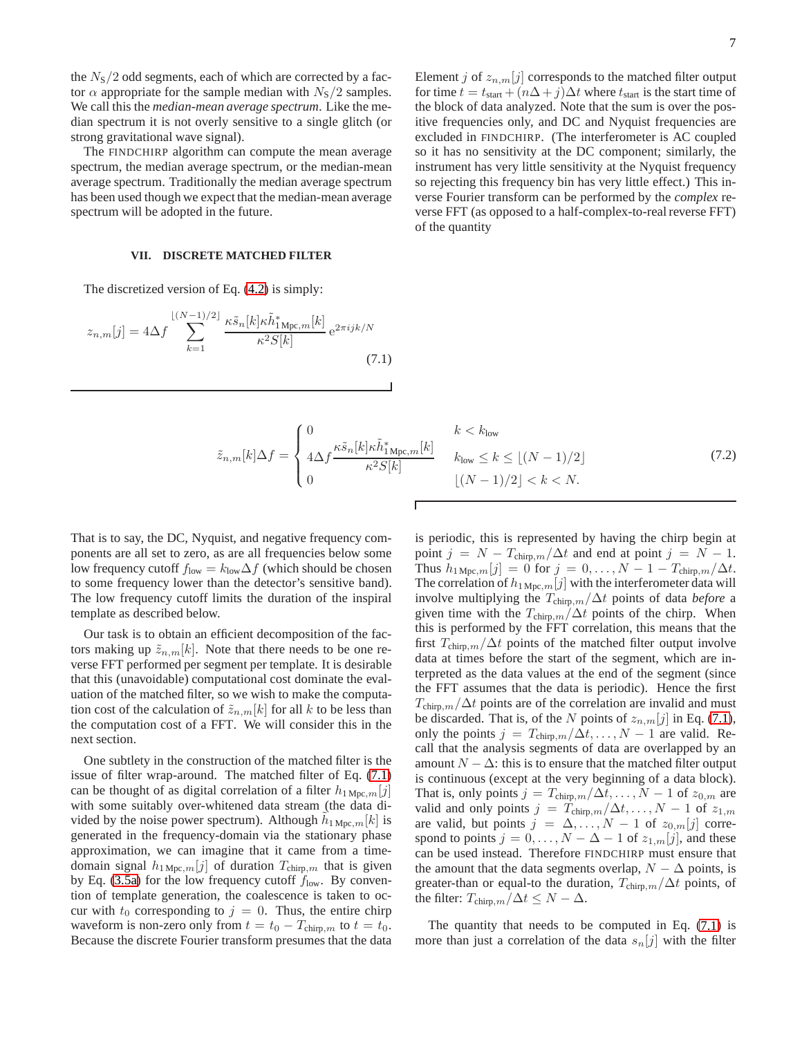the $N_S/2$ odd segments, each of which are corrected by a factor $\alpha$ appropriate for the sample median with $N_S/2$ samples. We call this the *median-mean average spectrum*. Like the median spectrum it is not overly sensitive to a single glitch (or strong gravitational wave signal).

The FINDCHIRP algorithm can compute the mean average spectrum, the median average spectrum, or the median-mean average spectrum. Traditionally the median average spectrum has been used though we expect that the median-mean average spectrum will be adopted in the future.

## VII. DISCRETE MATCHED FILTER

The discretized version of Eq. (4.2) is simply:

$$z_{n,m}[j] = 4\Delta f \sum_{k=1}^{\lfloor (N-1)/2 \rfloor} \frac{\kappa \tilde{s}_n[k] \kappa \tilde{h}^*_{1\,\mathrm{Mpc},m}[k]}{\kappa^2 S[k]} \, \mathrm{e}^{2\pi i jk/N} \tag{7.1}$$

Element $j$ of $z_{n,m}[j]$ corresponds to the matched filter output for time $t = t_{\text{start}} + (n\Delta + j)\Delta t$ where $t_{\text{start}}$ is the start time of the block of data analyzed. Note that the sum is over the positive frequencies only, and DC and Nyquist frequencies are excluded in FINDCHIRP. (The interferometer is AC coupled so it has no sensitivity at the DC component; similarly, the instrument has very little sensitivity at the Nyquist frequency so rejecting this frequency bin has very little effect.) This inverse Fourier transform can be performed by the *complex* reverse FFT (as opposed to a half-complex-to-real reverse FFT) of the quantity

$$\tilde{z}_{n,m}[k]\Delta f = \begin{cases} 0 & k < k_{\text{low}} \\ 4\Delta f \dfrac{\kappa \tilde{s}_n[k] \kappa \tilde{h}^*_{1\,\mathrm{Mpc},m}[k]}{\kappa^2 S[k]} & k_{\text{low}} \le k \le \lfloor (N-1)/2 \rfloor \\ 0 & \lfloor (N-1)/2 \rfloor < k < N. \end{cases} \tag{7.2}$$

That is to say, the DC, Nyquist, and negative frequency components are all set to zero, as are all frequencies below some low frequency cutoff $f_{\text{low}} = k_{\text{low}}\Delta f$ (which should be chosen to some frequency lower than the detector's sensitive band). The low frequency cutoff limits the duration of the inspiral template as described below.

Our task is to obtain an efficient decomposition of the factors making up $\tilde{z}_{n,m}[k]$. Note that there needs to be one reverse FFT performed per segment per template. It is desirable that this (unavoidable) computational cost dominate the evaluation of the matched filter, so we wish to make the computation cost of the calculation of $\tilde{z}_{n,m}[k]$ for all $k$ to be less than the computation cost of a FFT. We will consider this in the next section.

One subtlety in the construction of the matched filter is the issue of filter wrap-around. The matched filter of Eq. (7.1) can be thought of as digital correlation of a filter $h_{1\,\mathrm{Mpc},m}[j]$ with some suitably over-whitened data stream (the data divided by the noise power spectrum). Although $\tilde{h}_{1\,\mathrm{Mpc},m}[k]$ is generated in the frequency-domain via the stationary phase approximation, we can imagine that it came from a time-domain signal $h_{1\,\mathrm{Mpc},m}[j]$ of duration $T_{\text{chirp},m}$ that is given by Eq. (3.5a) for the low frequency cutoff $f_{\text{low}}$. By convention of template generation, the coalescence is taken to occur with $t_0$ corresponding to $j = 0$. Thus, the entire chirp waveform is non-zero only from $t = t_0 - T_{\text{chirp},m}$ to $t = t_0$. Because the discrete Fourier transform presumes that the data is periodic, this is represented by having the chirp begin at point $j = N - T_{\text{chirp},m}/\Delta t$ and end at point $j = N - 1$. Thus $h_{1\,\mathrm{Mpc},m}[j] = 0$ for $j = 0, \ldots, N - 1 - T_{\text{chirp},m}/\Delta t$. The correlation of $h_{1\,\mathrm{Mpc},m}[j]$ with the interferometer data will involve multiplying the $T_{\text{chirp},m}/\Delta t$ points of data *before* a given time with the $T_{\text{chirp},m}/\Delta t$ points of the chirp. When this is performed by the FFT correlation, this means that the first $T_{\text{chirp},m}/\Delta t$ points of the matched filter output involve data at times before the start of the segment, which are interpreted as the data values at the end of the segment (since the FFT assumes that the data is periodic). Hence the first $T_{\text{chirp},m}/\Delta t$ points are of the correlation are invalid and must be discarded. That is, of the $N$ points of $z_{n,m}[j]$ in Eq. (7.1), only the points $j = T_{\text{chirp},m}/\Delta t, \ldots, N - 1$ are valid. Recall that the analysis segments of data are overlapped by an amount $N - \Delta$: this is to ensure that the matched filter output is continuous (except at the very beginning of a data block). That is, only points $j = T_{\text{chirp},m}/\Delta t, \ldots, N - 1$ of $z_{0,m}$ are valid and only points $j = T_{\text{chirp},m}/\Delta t, \ldots, N - 1$ of $z_{1,m}$ are valid, but points $j = \Delta, \ldots, N - 1$ of $z_{0,m}[j]$ correspond to points $j = 0, \ldots, N - \Delta - 1$ of $z_{1,m}[j]$, and these can be used instead. Therefore FINDCHIRP must ensure that the amount that the data segments overlap, $N - \Delta$ points, is greater-than or equal-to the duration, $T_{\text{chirp},m}/\Delta t$ points, of the filter: $T_{\text{chirp},m}/\Delta t \le N - \Delta$.

The quantity that needs to be computed in Eq. (7.1) is more than just a correlation of the data $s_n[j]$ with the filter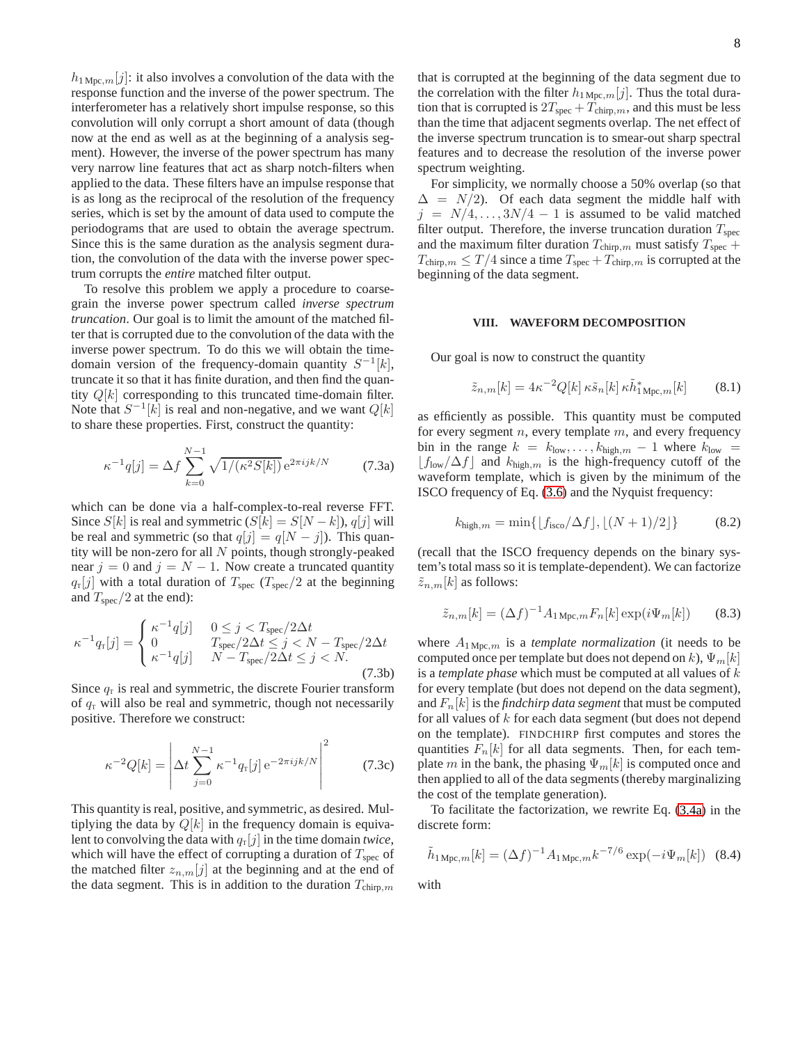$h_{1\,\mathrm{Mpc},m}[j]$: it also involves a convolution of the data with the response function and the inverse of the power spectrum. The interferometer has a relatively short impulse response, so this convolution will only corrupt a short amount of data (though now at the end as well as at the beginning of a analysis segment). However, the inverse of the power spectrum has many very narrow line features that act as sharp notch-filters when applied to the data. These filters have an impulse response that is as long as the reciprocal of the resolution of the frequency series, which is set by the amount of data used to compute the periodograms that are used to obtain the average spectrum. Since this is the same duration as the analysis segment duration, the convolution of the data with the inverse power spectrum corrupts the *entire* matched filter output.

To resolve this problem we apply a procedure to coarse-grain the inverse power spectrum called *inverse spectrum truncation*. Our goal is to limit the amount of the matched filter that is corrupted due to the convolution of the data with the inverse power spectrum. To do this we will obtain the time-domain version of the frequency-domain quantity $S^{-1}[k]$, truncate it so that it has finite duration, and then find the quantity $Q[k]$ corresponding to this truncated time-domain filter. Note that $S^{-1}[k]$ is real and non-negative, and we want $Q[k]$ to share these properties. First, construct the quantity:

$$\kappa^{-1}q[j] = \Delta f \sum_{k=0}^{N-1} \sqrt{1/(\kappa^2 S[k])}\, \mathrm{e}^{2\pi ijk/N} \tag{7.3a}$$

which can be done via a half-complex-to-real reverse FFT. Since $S[k]$ is real and symmetric ($S[k] = S[N-k]$), $q[j]$ will be real and symmetric (so that $q[j] = q[N-j]$). This quantity will be non-zero for all $N$ points, though strongly-peaked near $j = 0$ and $j = N-1$. Now create a truncated quantity $q_{\mathrm{T}}[j]$ with a total duration of $T_{\mathrm{spec}}$ ($T_{\mathrm{spec}}/2$ at the beginning and $T_{\mathrm{spec}}/2$ at the end):

$$\kappa^{-1}q_{\mathrm{T}}[j] = \begin{cases} \kappa^{-1}q[j] & 0 \le j < T_{\mathrm{spec}}/2\Delta t \\ 0 & T_{\mathrm{spec}}/2\Delta t \le j < N - T_{\mathrm{spec}}/2\Delta t \\ \kappa^{-1}q[j] & N - T_{\mathrm{spec}}/2\Delta t \le j < N. \end{cases} \tag{7.3b}$$

Since $q_{\mathrm{T}}$ is real and symmetric, the discrete Fourier transform of $q_{\mathrm{T}}$ will also be real and symmetric, though not necessarily positive. Therefore we construct:

$$\kappa^{-2}Q[k] = \left| \Delta t \sum_{j=0}^{N-1} \kappa^{-1}q_{\mathrm{T}}[j]\, \mathrm{e}^{-2\pi ijk/N} \right|^2 \tag{7.3c}$$

This quantity is real, positive, and symmetric, as desired. Multiplying the data by $Q[k]$ in the frequency domain is equivalent to convolving the data with $q_{\mathrm{T}}[j]$ in the time domain *twice*, which will have the effect of corrupting a duration of $T_{\mathrm{spec}}$ of the matched filter $z_{n,m}[j]$ at the beginning and at the end of the data segment. This is in addition to the duration $T_{\mathrm{chirp},m}$ that is corrupted at the beginning of the data segment due to the correlation with the filter $h_{1\,\mathrm{Mpc},m}[j]$. Thus the total duration that is corrupted is $2T_{\mathrm{spec}} + T_{\mathrm{chirp},m}$, and this must be less than the time that adjacent segments overlap. The net effect of the inverse spectrum truncation is to smear-out sharp spectral features and to decrease the resolution of the inverse power spectrum weighting.

For simplicity, we normally choose a 50% overlap (so that $\Delta = N/2$). Of each data segment the middle half with $j = N/4, \ldots, 3N/4 - 1$ is assumed to be valid matched filter output. Therefore, the inverse truncation duration $T_{\mathrm{spec}}$ and the maximum filter duration $T_{\mathrm{chirp},m}$ must satisfy $T_{\mathrm{spec}} + T_{\mathrm{chirp},m} \le T/4$ since a time $T_{\mathrm{spec}} + T_{\mathrm{chirp},m}$ is corrupted at the beginning of the data segment.

## VIII. WAVEFORM DECOMPOSITION

Our goal is now to construct the quantity

$$\tilde{z}_{n,m}[k] = 4\kappa^{-2}Q[k]\, \kappa\tilde{s}_n[k]\, \kappa\tilde{h}^*_{1\,\mathrm{Mpc},m}[k] \tag{8.1}$$

as efficiently as possible. This quantity must be computed for every segment $n$, every template $m$, and every frequency bin in the range $k = k_{\mathrm{low}}, \ldots, k_{\mathrm{high},m} - 1$ where $k_{\mathrm{low}} = \lfloor f_{\mathrm{low}}/\Delta f \rfloor$ and $k_{\mathrm{high},m}$ is the high-frequency cutoff of the waveform template, which is given by the minimum of the ISCO frequency of Eq. (3.6) and the Nyquist frequency:

$$k_{\mathrm{high},m} = \min\{\lfloor f_{\mathrm{isco}}/\Delta f \rfloor, \lfloor (N+1)/2 \rfloor\} \tag{8.2}$$

(recall that the ISCO frequency depends on the binary system's total mass so it is template-dependent). We can factorize $\tilde{z}_{n,m}[k]$ as follows:

$$\tilde{z}_{n,m}[k] = (\Delta f)^{-1} A_{1\,\mathrm{Mpc},m} F_n[k] \exp(i\Psi_m[k]) \tag{8.3}$$

where $A_{1\,\mathrm{Mpc},m}$ is a *template normalization* (it needs to be computed once per template but does not depend on $k$), $\Psi_m[k]$ is a *template phase* which must be computed at all values of $k$ for every template (but does not depend on the data segment), and $F_n[k]$ is the *findchirp data segment* that must be computed for all values of $k$ for each data segment (but does not depend on the template). FINDCHIRP first computes and stores the quantities $F_n[k]$ for all data segments. Then, for each template $m$ in the bank, the phasing $\Psi_m[k]$ is computed once and then applied to all of the data segments (thereby marginalizing the cost of the template generation).

To facilitate the factorization, we rewrite Eq. (3.4a) in the discrete form:

$$\tilde{h}_{1\,\mathrm{Mpc},m}[k] = (\Delta f)^{-1} A_{1\,\mathrm{Mpc},m} k^{-7/6} \exp(-i\Psi_m[k]) \tag{8.4}$$

with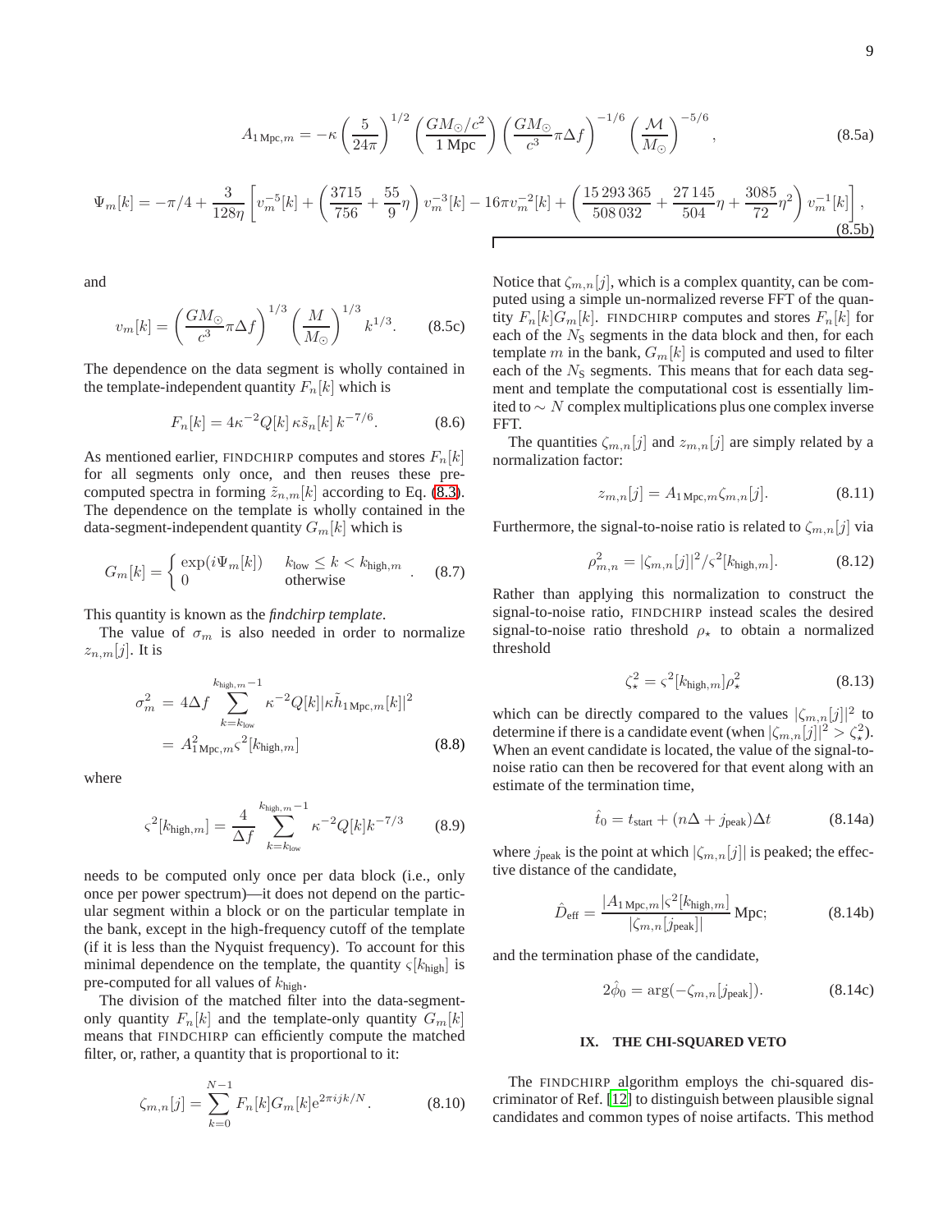$$A_{1\,\mathrm{Mpc},m} = -\kappa \left(\frac{5}{24\pi}\right)^{1/2} \left(\frac{GM_\odot/c^2}{1\,\mathrm{Mpc}}\right) \left(\frac{GM_\odot}{c^3}\pi\Delta f\right)^{-1/6} \left(\frac{\mathcal{M}}{M_\odot}\right)^{-5/6}, \tag{8.5a}$$

$$\Psi_m[k] = -\pi/4 + \frac{3}{128\eta}\left[v_m^{-5}[k] + \left(\frac{3715}{756} + \frac{55}{9}\eta\right) v_m^{-3}[k] - 16\pi v_m^{-2}[k] + \left(\frac{15\,293\,365}{508\,032} + \frac{27\,145}{504}\eta + \frac{3085}{72}\eta^2\right) v_m^{-1}[k]\right], \tag{8.5b}$$

and

$$v_m[k] = \left(\frac{GM_\odot}{c^3}\pi\Delta f\right)^{1/3} \left(\frac{M}{M_\odot}\right)^{1/3} k^{1/3}. \tag{8.5c}$$

The dependence on the data segment is wholly contained in the template-independent quantity $F_n[k]$ which is

$$F_n[k] = 4\kappa^{-2} Q[k]\,\kappa \tilde{s}_n[k]\,k^{-7/6}. \tag{8.6}$$

As mentioned earlier, FINDCHIRP computes and stores $F_n[k]$ for all segments only once, and then reuses these pre-computed spectra in forming $\tilde{z}_{n,m}[k]$ according to Eq. (8.3). The dependence on the template is wholly contained in the data-segment-independent quantity $G_m[k]$ which is

$$G_m[k] = \begin{cases} \exp(i\Psi_m[k]) & k_{\mathrm{low}} \le k < k_{\mathrm{high},m} \\ 0 & \text{otherwise} \end{cases}. \tag{8.7}$$

This quantity is known as the *findchirp template*.

The value of $\sigma_m$ is also needed in order to normalize $z_{n,m}[j]$. It is

$$\begin{aligned} \sigma_m^2 &= 4\Delta f \sum_{k=k_{\mathrm{low}}}^{k_{\mathrm{high},m}-1} \kappa^{-2} Q[k] |\kappa \tilde{h}_{1\,\mathrm{Mpc},m}[k]|^2 \\ &= A_{1\,\mathrm{Mpc},m}^2 \varsigma^2[k_{\mathrm{high},m}] \end{aligned} \tag{8.8}$$

where

$$\varsigma^2[k_{\mathrm{high},m}] = \frac{4}{\Delta f} \sum_{k=k_{\mathrm{low}}}^{k_{\mathrm{high},m}-1} \kappa^{-2} Q[k] k^{-7/3} \tag{8.9}$$

needs to be computed only once per data block (i.e., only once per power spectrum)—it does not depend on the particular segment within a block or on the particular template in the bank, except in the high-frequency cutoff of the template (if it is less than the Nyquist frequency). To account for this minimal dependence on the template, the quantity $\varsigma[k_{\mathrm{high}}]$ is pre-computed for all values of $k_{\mathrm{high}}$.

The division of the matched filter into the data-segment-only quantity $F_n[k]$ and the template-only quantity $G_m[k]$ means that FINDCHIRP can efficiently compute the matched filter, or, rather, a quantity that is proportional to it:

$$\zeta_{m,n}[j] = \sum_{k=0}^{N-1} F_n[k] G_m[k] e^{2\pi i jk/N}. \tag{8.10}$$

Notice that $\zeta_{m,n}[j]$, which is a complex quantity, can be computed using a simple un-normalized reverse FFT of the quantity $F_n[k]G_m[k]$. FINDCHIRP computes and stores $F_n[k]$ for each of the $N_{\mathrm{S}}$ segments in the data block and then, for each template $m$ in the bank, $G_m[k]$ is computed and used to filter each of the $N_{\mathrm{S}}$ segments. This means that for each data segment and template the computational cost is essentially limited to $\sim N$ complex multiplications plus one complex inverse FFT.

The quantities $\zeta_{m,n}[j]$ and $z_{m,n}[j]$ are simply related by a normalization factor:

$$z_{m,n}[j] = A_{1\,\mathrm{Mpc},m} \zeta_{m,n}[j]. \tag{8.11}$$

Furthermore, the signal-to-noise ratio is related to $\zeta_{m,n}[j]$ via

$$\rho_{m,n}^2 = |\zeta_{m,n}[j]|^2 / \varsigma^2[k_{\mathrm{high},m}]. \tag{8.12}$$

Rather than applying this normalization to construct the signal-to-noise ratio, FINDCHIRP instead scales the desired signal-to-noise ratio threshold $\rho_\star$ to obtain a normalized threshold

$$\zeta_\star^2 = \varsigma^2[k_{\mathrm{high},m}]\rho_\star^2 \tag{8.13}$$

which can be directly compared to the values $|\zeta_{m,n}[j]|^2$ to determine if there is a candidate event (when $|\zeta_{m,n}[j]|^2 > \zeta_\star^2$). When an event candidate is located, the value of the signal-to-noise ratio can then be recovered for that event along with an estimate of the termination time,

$$\hat{t}_0 = t_{\mathrm{start}} + (n\Delta + j_{\mathrm{peak}})\Delta t \tag{8.14a}$$

where $j_{\mathrm{peak}}$ is the point at which $|\zeta_{m,n}[j]|$ is peaked; the effective distance of the candidate,

$$\hat{D}_{\mathrm{eff}} = \frac{|A_{1\,\mathrm{Mpc},m}|\varsigma^2[k_{\mathrm{high},m}]}{|\zeta_{m,n}[j_{\mathrm{peak}}]|}\,\mathrm{Mpc}; \tag{8.14b}$$

and the termination phase of the candidate,

$$2\hat{\phi}_0 = \arg(-\zeta_{m,n}[j_{\mathrm{peak}}]). \tag{8.14c}$$

## IX. THE CHI-SQUARED VETO

The FINDCHIRP algorithm employs the chi-squared discriminator of Ref. [12] to distinguish between plausible signal candidates and common types of noise artifacts. This method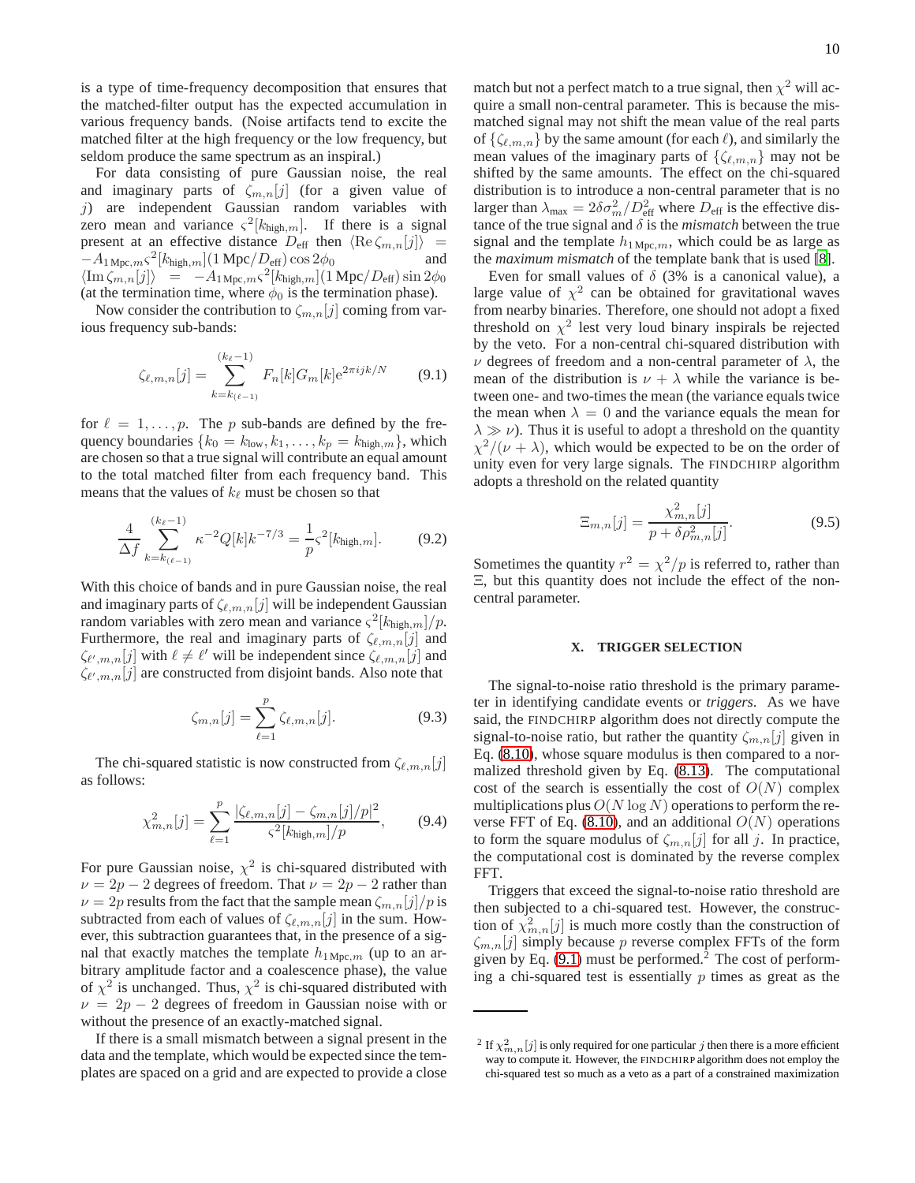is a type of time-frequency decomposition that ensures that the matched-filter output has the expected accumulation in various frequency bands. (Noise artifacts tend to excite the matched filter at the high frequency or the low frequency, but seldom produce the same spectrum as an inspiral.)

For data consisting of pure Gaussian noise, the real and imaginary parts of $\zeta_{m,n}[j]$ (for a given value of $j$) are independent Gaussian random variables with zero mean and variance $\varsigma^2[k_{\text{high},m}]$. If there is a signal present at an effective distance $D_{\text{eff}}$ then $\langle \operatorname{Re}\zeta_{m,n}[j]\rangle = -A_{1\,\text{Mpc},m}\varsigma^2[k_{\text{high},m}](1\,\text{Mpc}/D_{\text{eff}})\cos 2\phi_0$ and $\langle \operatorname{Im}\zeta_{m,n}[j]\rangle = -A_{1\,\text{Mpc},m}\varsigma^2[k_{\text{high},m}](1\,\text{Mpc}/D_{\text{eff}})\sin 2\phi_0$ (at the termination time, where $\phi_0$ is the termination phase).

Now consider the contribution to $\zeta_{m,n}[j]$ coming from various frequency sub-bands:

$$\zeta_{\ell,m,n}[j] = \sum_{k=k_{(\ell-1)}}^{(k_\ell - 1)} F_n[k]G_m[k]e^{2\pi ijk/N} \tag{9.1}$$

for $\ell = 1,\ldots,p$. The $p$ sub-bands are defined by the frequency boundaries $\{k_0 = k_{\text{low}}, k_1, \ldots, k_p = k_{\text{high},m}\}$, which are chosen so that a true signal will contribute an equal amount to the total matched filter from each frequency band. This means that the values of $k_\ell$ must be chosen so that

$$\frac{4}{\Delta f}\sum_{k=k_{(\ell-1)}}^{(k_\ell-1)} \kappa^{-2}Q[k]k^{-7/3} = \frac{1}{p}\varsigma^2[k_{\text{high},m}]. \tag{9.2}$$

With this choice of bands and in pure Gaussian noise, the real and imaginary parts of $\zeta_{\ell,m,n}[j]$ will be independent Gaussian random variables with zero mean and variance $\varsigma^2[k_{\text{high},m}]/p$. Furthermore, the real and imaginary parts of $\zeta_{\ell,m,n}[j]$ and $\zeta_{\ell',m,n}[j]$ with $\ell \neq \ell'$ will be independent since $\zeta_{\ell,m,n}[j]$ and $\zeta_{\ell',m,n}[j]$ are constructed from disjoint bands. Also note that

$$\zeta_{m,n}[j] = \sum_{\ell=1}^{p}\zeta_{\ell,m,n}[j]. \tag{9.3}$$

The chi-squared statistic is now constructed from $\zeta_{\ell,m,n}[j]$ as follows:

$$\chi^2_{m,n}[j] = \sum_{\ell=1}^{p}\frac{|\zeta_{\ell,m,n}[j] - \zeta_{m,n}[j]/p|^2}{\varsigma^2[k_{\text{high},m}]/p}, \tag{9.4}$$

For pure Gaussian noise, $\chi^2$ is chi-squared distributed with $\nu = 2p-2$ degrees of freedom. That $\nu = 2p-2$ rather than $\nu = 2p$ results from the fact that the sample mean $\zeta_{m,n}[j]/p$ is subtracted from each of values of $\zeta_{\ell,m,n}[j]$ in the sum. However, this subtraction guarantees that, in the presence of a signal that exactly matches the template $h_{1\,\text{Mpc},m}$ (up to an arbitrary amplitude factor and a coalescence phase), the value of $\chi^2$ is unchanged. Thus, $\chi^2$ is chi-squared distributed with $\nu = 2p-2$ degrees of freedom in Gaussian noise with or without the presence of an exactly-matched signal.

If there is a small mismatch between a signal present in the data and the template, which would be expected since the templates are spaced on a grid and are expected to provide a close match but not a perfect match to a true signal, then $\chi^2$ will acquire a small non-central parameter. This is because the mismatched signal may not shift the mean value of the real parts of $\{\zeta_{\ell,m,n}\}$ by the same amount (for each $\ell$), and similarly the mean values of the imaginary parts of $\{\zeta_{\ell,m,n}\}$ may not be shifted by the same amounts. The effect on the chi-squared distribution is to introduce a non-central parameter that is no larger than $\lambda_{\max} = 2\delta\sigma_m^2/D_{\text{eff}}^2$ where $D_{\text{eff}}$ is the effective distance of the true signal and $\delta$ is the *mismatch* between the true signal and the template $h_{1\,\text{Mpc},m}$, which could be as large as the *maximum mismatch* of the template bank that is used [8].

Even for small values of $\delta$ (3% is a canonical value), a large value of $\chi^2$ can be obtained for gravitational waves from nearby binaries. Thus, one should not adopt a fixed threshold on $\chi^2$ lest very loud binary inspirals be rejected by the veto. For a non-central chi-squared distribution with $\nu$ degrees of freedom and a non-central parameter of $\lambda$, the mean of the distribution is $\nu + \lambda$ while the variance is between one- and two-times the mean (the variance equals twice the mean when $\lambda = 0$ and the variance equals the mean for $\lambda \gg \nu$). Thus it is useful to adopt a threshold on the quantity $\chi^2/(\nu + \lambda)$, which would be expected to be on the order of unity even for very large signals. The FINDCHIRP algorithm adopts a threshold on the related quantity

$$\Xi_{m,n}[j] = \frac{\chi^2_{m,n}[j]}{p + \delta\rho^2_{m,n}[j]}. \tag{9.5}$$

Sometimes the quantity $r^2 = \chi^2/p$ is referred to, rather than $\Xi$, but this quantity does not include the effect of the non-central parameter.

## X. TRIGGER SELECTION

The signal-to-noise ratio threshold is the primary parameter in identifying candidate events or *triggers*. As we have said, the FINDCHIRP algorithm does not directly compute the signal-to-noise ratio, but rather the quantity $\zeta_{m,n}[j]$ given in Eq. (8.10), whose square modulus is then compared to a normalized threshold given by Eq. (8.13). The computational cost of the search is essentially the cost of $O(N)$ complex multiplications plus $O(N\log N)$ operations to perform the reverse FFT of Eq. (8.10), and an additional $O(N)$ operations to form the square modulus of $\zeta_{m,n}[j]$ for all $j$. In practice, the computational cost is dominated by the reverse complex FFT.

Triggers that exceed the signal-to-noise ratio threshold are then subjected to a chi-squared test. However, the construction of $\chi^2_{m,n}[j]$ is much more costly than the construction of $\zeta_{m,n}[j]$ simply because $p$ reverse complex FFTs of the form given by Eq. (9.1) must be performed.[2] The cost of performing a chi-squared test is essentially $p$ times as great as the

[2] If $\chi^2_{m,n}[j]$ is only required for one particular $j$ then there is a more efficient way to compute it. However, the FINDCHIRP algorithm does not employ the chi-squared test so much as a veto as a part of a constrained maximization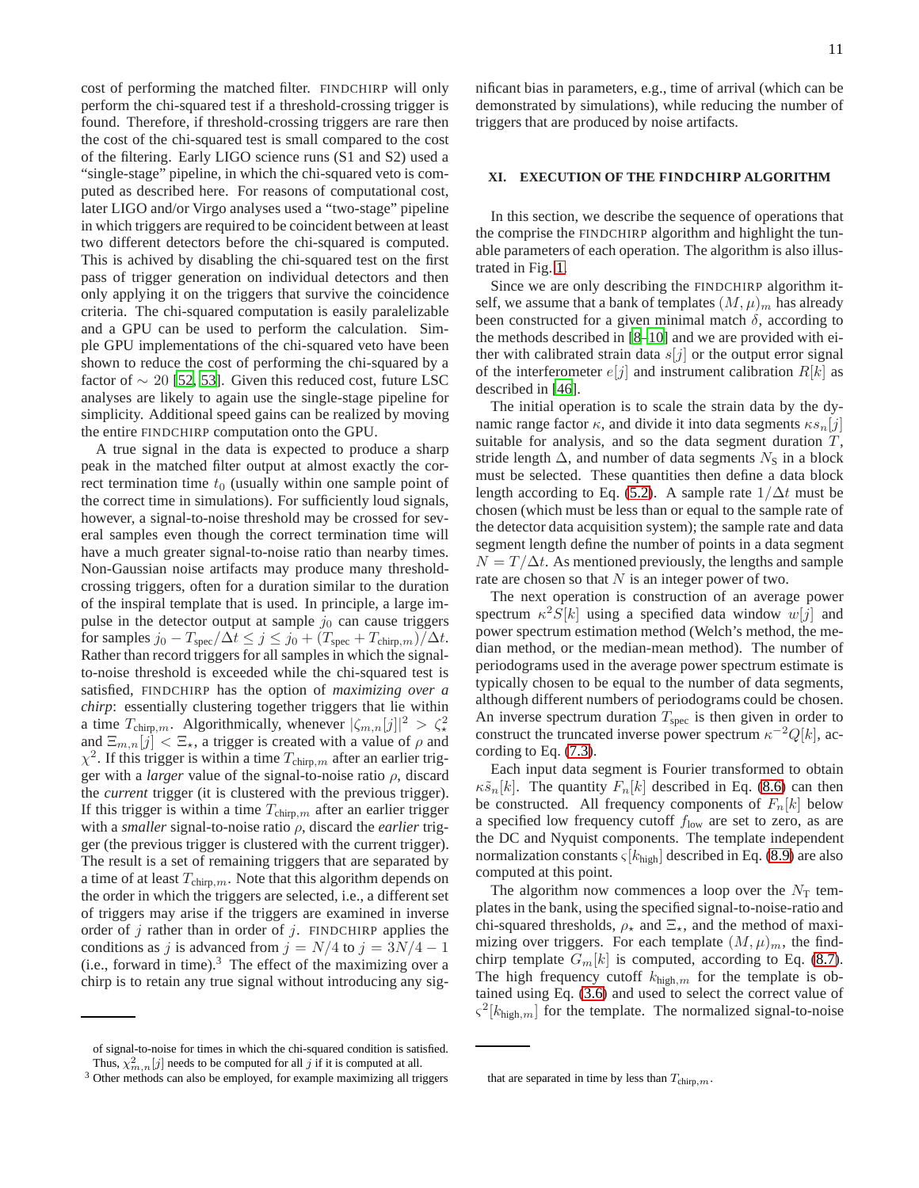cost of performing the matched filter. FINDCHIRP will only perform the chi-squared test if a threshold-crossing trigger is found. Therefore, if threshold-crossing triggers are rare then the cost of the chi-squared test is small compared to the cost of the filtering. Early LIGO science runs (S1 and S2) used a "single-stage" pipeline, in which the chi-squared veto is computed as described here. For reasons of computational cost, later LIGO and/or Virgo analyses used a "two-stage" pipeline in which triggers are required to be coincident between at least two different detectors before the chi-squared is computed. This is achived by disabling the chi-squared test on the first pass of trigger generation on individual detectors and then only applying it on the triggers that survive the coincidence criteria. The chi-squared computation is easily paralelizable and a GPU can be used to perform the calculation. Simple GPU implementations of the chi-squared veto have been shown to reduce the cost of performing the chi-squared by a factor of $\sim 20$ [52, 53]. Given this reduced cost, future LSC analyses are likely to again use the single-stage pipeline for simplicity. Additional speed gains can be realized by moving the entire FINDCHIRP computation onto the GPU.

A true signal in the data is expected to produce a sharp peak in the matched filter output at almost exactly the correct termination time $t_0$ (usually within one sample point of the correct time in simulations). For sufficiently loud signals, however, a signal-to-noise threshold may be crossed for several samples even though the correct termination time will have a much greater signal-to-noise ratio than nearby times. Non-Gaussian noise artifacts may produce many threshold-crossing triggers, often for a duration similar to the duration of the inspiral template that is used. In principle, a large impulse in the detector output at sample $j_0$ can cause triggers for samples $j_0 - T_{\text{spec}}/\Delta t \leq j \leq j_0 + (T_{\text{spec}} + T_{\text{chirp},m})/\Delta t$. Rather than record triggers for all samples in which the signal-to-noise threshold is exceeded while the chi-squared test is satisfied, FINDCHIRP has the option of *maximizing over a chirp*: essentially clustering together triggers that lie within a time $T_{\text{chirp},m}$. Algorithmically, whenever $|\zeta_{m,n}[j]|^2 > \zeta_\star^2$ and $\Xi_{m,n}[j] < \Xi_\star$, a trigger is created with a value of $\rho$ and $\chi^2$. If this trigger is within a time $T_{\text{chirp},m}$ after an earlier trigger with a *larger* value of the signal-to-noise ratio $\rho$, discard the *current* trigger (it is clustered with the previous trigger). If this trigger is within a time $T_{\text{chirp},m}$ after an earlier trigger with a *smaller* signal-to-noise ratio $\rho$, discard the *earlier* trigger (the previous trigger is clustered with the current trigger). The result is a set of remaining triggers that are separated by a time of at least $T_{\text{chirp},m}$. Note that this algorithm depends on the order in which the triggers are selected, i.e., a different set of triggers may arise if the triggers are examined in inverse order of $j$ rather than in order of $j$. FINDCHIRP applies the conditions as $j$ is advanced from $j = N/4$ to $j = 3N/4 - 1$ (i.e., forward in time).[3] The effect of the maximizing over a chirp is to retain any true signal without introducing any significant bias in parameters, e.g., time of arrival (which can be demonstrated by simulations), while reducing the number of triggers that are produced by noise artifacts.

## XI. EXECUTION OF THE FINDCHIRP ALGORITHM

In this section, we describe the sequence of operations that the comprise the FINDCHIRP algorithm and highlight the tunable parameters of each operation. The algorithm is also illustrated in Fig. 1.

Since we are only describing the FINDCHIRP algorithm itself, we assume that a bank of templates $(M, \mu)_m$ has already been constructed for a given minimal match $\delta$, according to the methods described in [8–10] and we are provided with either with calibrated strain data $s[j]$ or the output error signal of the interferometer $e[j]$ and instrument calibration $R[k]$ as described in [46].

The initial operation is to scale the strain data by the dynamic range factor $\kappa$, and divide it into data segments $\kappa s_n[j]$ suitable for analysis, and so the data segment duration $T$, stride length $\Delta$, and number of data segments $N_{\text{S}}$ in a block must be selected. These quantities then define a data block length according to Eq. (5.2). A sample rate $1/\Delta t$ must be chosen (which must be less than or equal to the sample rate of the detector data acquisition system); the sample rate and data segment length define the number of points in a data segment $N = T/\Delta t$. As mentioned previously, the lengths and sample rate are chosen so that $N$ is an integer power of two.

The next operation is construction of an average power spectrum $\kappa^2 S[k]$ using a specified data window $w[j]$ and power spectrum estimation method (Welch's method, the median method, or the median-mean method). The number of periodograms used in the average power spectrum estimate is typically chosen to be equal to the number of data segments, although different numbers of periodograms could be chosen. An inverse spectrum duration $T_{\text{spec}}$ is then given in order to construct the truncated inverse power spectrum $\kappa^{-2}Q[k]$, according to Eq. (7.3).

Each input data segment is Fourier transformed to obtain $\kappa\tilde{s}_n[k]$. The quantity $F_n[k]$ described in Eq. (8.6) can then be constructed. All frequency components of $F_n[k]$ below a specified low frequency cutoff $f_{\text{low}}$ are set to zero, as are the DC and Nyquist components. The template independent normalization constants $\varsigma[k_{\text{high}}]$ described in Eq. (8.9) are also computed at this point.

The algorithm now commences a loop over the $N_{\text{T}}$ templates in the bank, using the specified signal-to-noise-ratio and chi-squared thresholds, $\rho_\star$ and $\Xi_\star$, and the method of maximizing over triggers. For each template $(M, \mu)_m$, the findchirp template $G_m[k]$ is computed, according to Eq. (8.7). The high frequency cutoff $k_{\text{high},m}$ for the template is obtained using Eq. (3.6) and used to select the correct value of $\varsigma^2[k_{\text{high},m}]$ for the template. The normalized signal-to-noise

of signal-to-noise for times in which the chi-squared condition is satisfied. Thus, $\chi^2_{m,n}[j]$ needs to be computed for all $j$ if it is computed at all.

[3] Other methods can also be employed, for example maximizing all triggers that are separated in time by less than $T_{\text{chirp},m}$.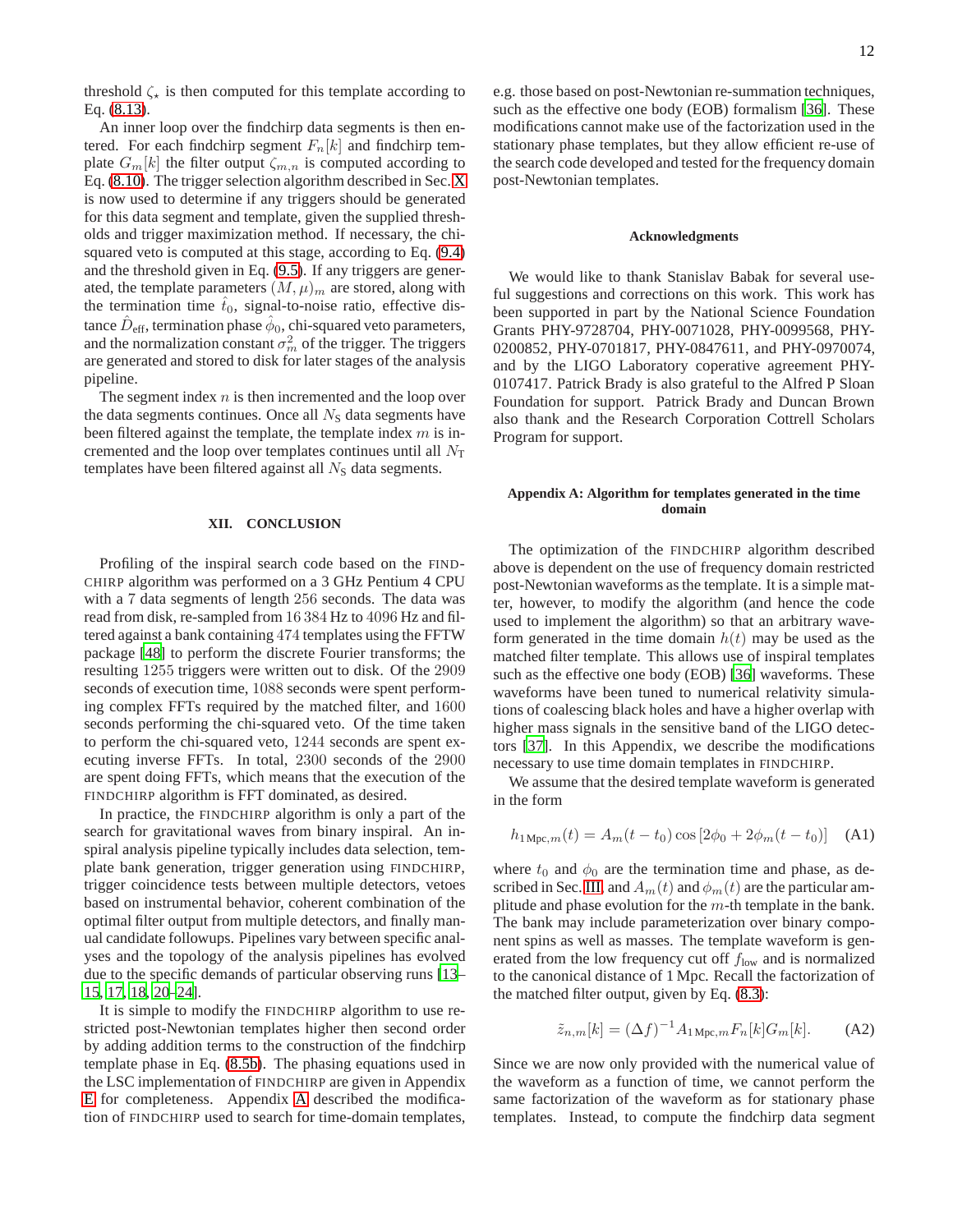threshold $\zeta_\star$ is then computed for this template according to Eq. (8.13).

An inner loop over the findchirp data segments is then entered. For each findchirp segment $F_n[k]$ and findchirp template $G_m[k]$ the filter output $\zeta_{m,n}$ is computed according to Eq. (8.10). The trigger selection algorithm described in Sec. X is now used to determine if any triggers should be generated for this data segment and template, given the supplied thresholds and trigger maximization method. If necessary, the chi-squared veto is computed at this stage, according to Eq. (9.4) and the threshold given in Eq. (9.5). If any triggers are generated, the template parameters $(M, \mu)_m$ are stored, along with the termination time $\hat{t}_0$, signal-to-noise ratio, effective distance $\hat{D}_{\mathrm{eff}}$, termination phase $\hat{\phi}_0$, chi-squared veto parameters, and the normalization constant $\sigma^2_m$ of the trigger. The triggers are generated and stored to disk for later stages of the analysis pipeline.

The segment index $n$ is then incremented and the loop over the data segments continues. Once all $N_{\mathrm{S}}$ data segments have been filtered against the template, the template index $m$ is incremented and the loop over templates continues until all $N_{\mathrm{T}}$ templates have been filtered against all $N_{\mathrm{S}}$ data segments.

## XII. CONCLUSION

Profiling of the inspiral search code based on the FINDCHIRP algorithm was performed on a 3 GHz Pentium 4 CPU with a 7 data segments of length 256 seconds. The data was read from disk, re-sampled from 16 384 Hz to 4096 Hz and filtered against a bank containing 474 templates using the FFTW package [48] to perform the discrete Fourier transforms; the resulting 1255 triggers were written out to disk. Of the 2909 seconds of execution time, 1088 seconds were spent performing complex FFTs required by the matched filter, and 1600 seconds performing the chi-squared veto. Of the time taken to perform the chi-squared veto, 1244 seconds are spent executing inverse FFTs. In total, 2300 seconds of the 2900 are spent doing FFTs, which means that the execution of the FINDCHIRP algorithm is FFT dominated, as desired.

In practice, the FINDCHIRP algorithm is only a part of the search for gravitational waves from binary inspiral. An inspiral analysis pipeline typically includes data selection, template bank generation, trigger generation using FINDCHIRP, trigger coincidence tests between multiple detectors, vetoes based on instrumental behavior, coherent combination of the optimal filter output from multiple detectors, and finally manual candidate followups. Pipelines vary between specific analyses and the topology of the analysis pipelines has evolved due to the specific demands of particular observing runs [13–15, 17, 18, 20–24].

It is simple to modify the FINDCHIRP algorithm to use restricted post-Newtonian templates higher then second order by adding addition terms to the construction of the findchirp template phase in Eq. (8.5b). The phasing equations used in the LSC implementation of FINDCHIRP are given in Appendix E for completeness. Appendix A described the modification of FINDCHIRP used to search for time-domain templates, e.g. those based on post-Newtonian re-summation techniques, such as the effective one body (EOB) formalism [36]. These modifications cannot make use of the factorization used in the stationary phase templates, but they allow efficient re-use of the search code developed and tested for the frequency domain post-Newtonian templates.

### Acknowledgments

We would like to thank Stanislav Babak for several useful suggestions and corrections on this work. This work has been supported in part by the National Science Foundation Grants PHY-9728704, PHY-0071028, PHY-0099568, PHY-0200852, PHY-0701817, PHY-0847611, and PHY-0970074, and by the LIGO Laboratory coperative agreement PHY-0107417. Patrick Brady is also grateful to the Alfred P Sloan Foundation for support. Patrick Brady and Duncan Brown also thank and the Research Corporation Cottrell Scholars Program for support.

### Appendix A: Algorithm for templates generated in the time domain

The optimization of the FINDCHIRP algorithm described above is dependent on the use of frequency domain restricted post-Newtonian waveforms as the template. It is a simple matter, however, to modify the algorithm (and hence the code used to implement the algorithm) so that an arbitrary waveform generated in the time domain $h(t)$ may be used as the matched filter template. This allows use of inspiral templates such as the effective one body (EOB) [36] waveforms. These waveforms have been tuned to numerical relativity simulations of coalescing black holes and have a higher overlap with higher mass signals in the sensitive band of the LIGO detectors [37]. In this Appendix, we describe the modifications necessary to use time domain templates in FINDCHIRP.

We assume that the desired template waveform is generated in the form

$$h_{1\,\mathrm{Mpc},m}(t) = A_m(t - t_0)\cos\left[2\phi_0 + 2\phi_m(t - t_0)\right] \quad \text{(A1)}$$

where $t_0$ and $\phi_0$ are the termination time and phase, as described in Sec. III, and $A_m(t)$ and $\phi_m(t)$ are the particular amplitude and phase evolution for the $m$-th template in the bank. The bank may include parameterization over binary component spins as well as masses. The template waveform is generated from the low frequency cut off $f_{\mathrm{low}}$ and is normalized to the canonical distance of 1 Mpc. Recall the factorization of the matched filter output, given by Eq. (8.3):

$$\tilde{z}_{n,m}[k] = (\Delta f)^{-1} A_{1\,\mathrm{Mpc},m} F_n[k] G_m[k]. \quad \text{(A2)}$$

Since we are now only provided with the numerical value of the waveform as a function of time, we cannot perform the same factorization of the waveform as for stationary phase templates. Instead, to compute the findchirp data segment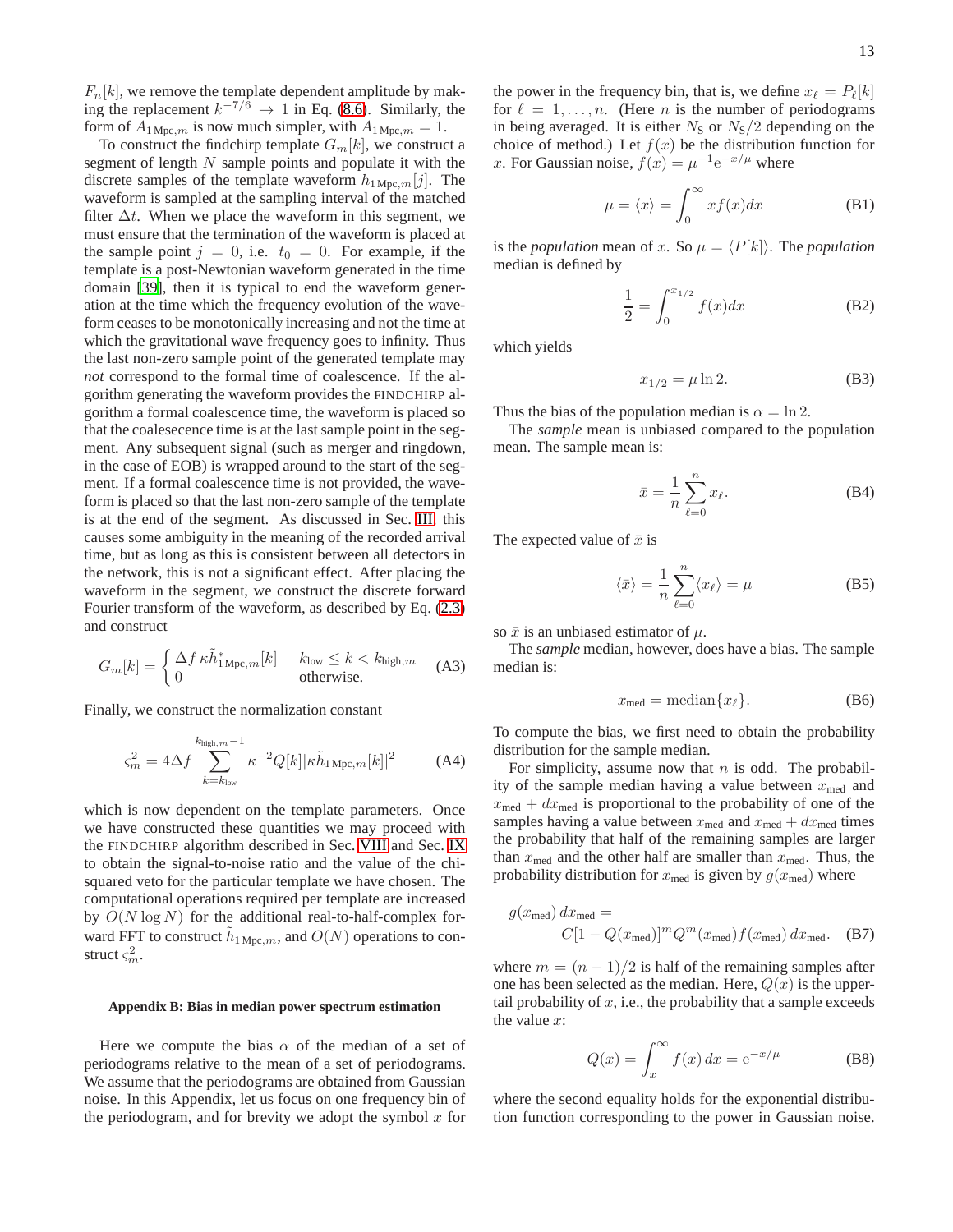$F_n[k]$, we remove the template dependent amplitude by making the replacement $k^{-7/6} \rightarrow 1$ in Eq. (8.6). Similarly, the form of $A_{1\,\mathrm{Mpc},m}$ is now much simpler, with $A_{1\,\mathrm{Mpc},m} = 1$.

To construct the findchirp template $G_m[k]$, we construct a segment of length $N$ sample points and populate it with the discrete samples of the template waveform $h_{1\,\mathrm{Mpc},m}[j]$. The waveform is sampled at the sampling interval of the matched filter $\Delta t$. When we place the waveform in this segment, we must ensure that the termination of the waveform is placed at the sample point $j = 0$, i.e. $t_0 = 0$. For example, if the template is a post-Newtonian waveform generated in the time domain [39], then it is typical to end the waveform generation at the time which the frequency evolution of the waveform ceases to be monotonically increasing and not the time at which the gravitational wave frequency goes to infinity. Thus the last non-zero sample point of the generated template may *not* correspond to the formal time of coalescence. If the algorithm generating the waveform provides the FINDCHIRP algorithm a formal coalescence time, the waveform is placed so that the coalesecence time is at the last sample point in the segment. Any subsequent signal (such as merger and ringdown, in the case of EOB) is wrapped around to the start of the segment. If a formal coalescence time is not provided, the waveform is placed so that the last non-zero sample of the template is at the end of the segment. As discussed in Sec. III this causes some ambiguity in the meaning of the recorded arrival time, but as long as this is consistent between all detectors in the network, this is not a significant effect. After placing the waveform in the segment, we construct the discrete forward Fourier transform of the waveform, as described by Eq. (2.3) and construct

$$G_m[k] = \begin{cases} \Delta f\, \kappa \tilde{h}^*_{1\,\mathrm{Mpc},m}[k] & k_{\mathrm{low}} \leq k < k_{\mathrm{high},m} \\ 0 & \text{otherwise.} \end{cases} \tag{A3}$$

Finally, we construct the normalization constant

$$\varsigma_m^2 = 4\Delta f \sum_{k=k_{\mathrm{low}}}^{k_{\mathrm{high},m}-1} \kappa^{-2} Q[k] |\kappa \tilde{h}_{1\,\mathrm{Mpc},m}[k]|^2 \tag{A4}$$

which is now dependent on the template parameters. Once we have constructed these quantities we may proceed with the FINDCHIRP algorithm described in Sec. VIII and Sec. IX to obtain the signal-to-noise ratio and the value of the chi-squared veto for the particular template we have chosen. The computational operations required per template are increased by $O(N \log N)$ for the additional real-to-half-complex forward FFT to construct $\tilde{h}_{1\,\mathrm{Mpc},m}$, and $O(N)$ operations to construct $\varsigma_m^2$.

### Appendix B: Bias in median power spectrum estimation

Here we compute the bias $\alpha$ of the median of a set of periodograms relative to the mean of a set of periodograms. We assume that the periodograms are obtained from Gaussian noise. In this Appendix, let us focus on one frequency bin of the periodogram, and for brevity we adopt the symbol $x$ for the power in the frequency bin, that is, we define $x_\ell = P_\ell[k]$ for $\ell = 1, \ldots, n$. (Here $n$ is the number of periodograms in being averaged. It is either $N_\mathrm{S}$ or $N_\mathrm{S}/2$ depending on the choice of method.) Let $f(x)$ be the distribution function for $x$. For Gaussian noise, $f(x) = \mu^{-1} \mathrm{e}^{-x/\mu}$ where

$$\mu = \langle x \rangle = \int_0^\infty x f(x) dx \tag{B1}$$

is the *population* mean of $x$. So $\mu = \langle P[k] \rangle$. The *population* median is defined by

$$\frac{1}{2} = \int_0^{x_{1/2}} f(x) dx \tag{B2}$$

which yields

$$x_{1/2} = \mu \ln 2. \tag{B3}$$

Thus the bias of the population median is $\alpha = \ln 2$.

The *sample* mean is unbiased compared to the population mean. The sample mean is:

$$\bar{x} = \frac{1}{n} \sum_{\ell=0}^{n} x_\ell. \tag{B4}$$

The expected value of $\bar{x}$ is

$$\langle \bar{x} \rangle = \frac{1}{n} \sum_{\ell=0}^{n} \langle x_\ell \rangle = \mu \tag{B5}$$

so $\bar{x}$ is an unbiased estimator of $\mu$.

The *sample* median, however, does have a bias. The sample median is:

$$x_\mathrm{med} = \mathrm{median}\{x_\ell\}. \tag{B6}$$

To compute the bias, we first need to obtain the probability distribution for the sample median.

For simplicity, assume now that $n$ is odd. The probability of the sample median having a value between $x_\mathrm{med}$ and $x_\mathrm{med} + dx_\mathrm{med}$ is proportional to the probability of one of the samples having a value between $x_\mathrm{med}$ and $x_\mathrm{med} + dx_\mathrm{med}$ times the probability that half of the remaining samples are larger than $x_\mathrm{med}$ and the other half are smaller than $x_\mathrm{med}$. Thus, the probability distribution for $x_\mathrm{med}$ is given by $g(x_\mathrm{med})$ where

$$g(x_\mathrm{med})\, dx_\mathrm{med} = C[1 - Q(x_\mathrm{med})]^m Q^m(x_\mathrm{med}) f(x_\mathrm{med})\, dx_\mathrm{med}. \tag{B7}$$

where $m = (n-1)/2$ is half of the remaining samples after one has been selected as the median. Here, $Q(x)$ is the upper-tail probability of $x$, i.e., the probability that a sample exceeds the value $x$:

$$Q(x) = \int_x^\infty f(x)\, dx = \mathrm{e}^{-x/\mu} \tag{B8}$$

where the second equality holds for the exponential distribution function corresponding to the power in Gaussian noise.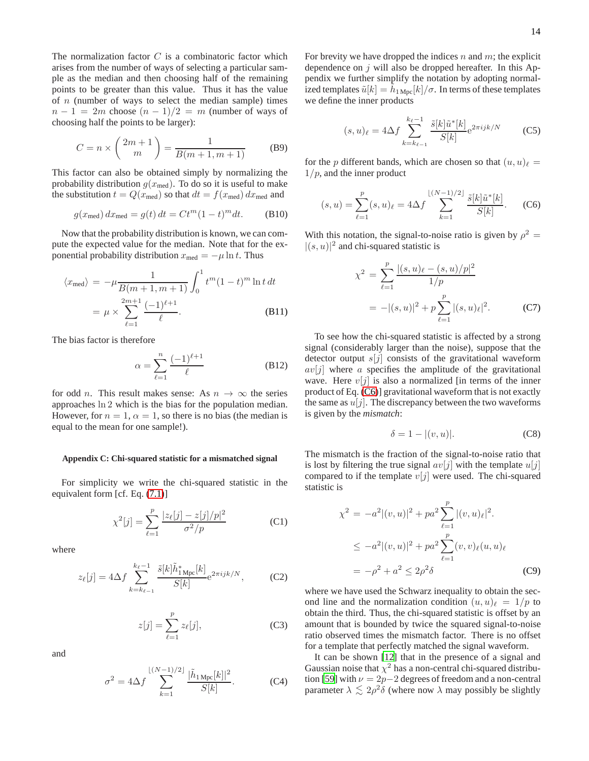The normalization factor $C$ is a combinatoric factor which arises from the number of ways of selecting a particular sample as the median and then choosing half of the remaining points to be greater than this value. Thus it has the value of $n$ (number of ways to select the median sample) times $n-1 = 2m$ choose $(n-1)/2 = m$ (number of ways of choosing half the points to be larger):

$$C = n \times \binom{2m+1}{m} = \frac{1}{B(m+1, m+1)} \tag{B9}$$

This factor can also be obtained simply by normalizing the probability distribution $g(x_{\rm med})$. To do so it is useful to make the substitution $t = Q(x_{\rm med})$ so that $dt = f(x_{\rm med})\, dx_{\rm med}$ and

$$g(x_{\rm med})\, dx_{\rm med} = g(t)\, dt = Ct^m(1-t)^m dt. \tag{B10}$$

Now that the probability distribution is known, we can compute the expected value for the median. Note that for the exponential probability distribution $x_{\rm med} = -\mu \ln t$. Thus

$$\begin{aligned}\langle x_{\rm med}\rangle &= -\mu \frac{1}{B(m+1, m+1)} \int_0^1 t^m(1-t)^m \ln t\, dt \\ &= \mu \times \sum_{\ell=1}^{2m+1} \frac{(-1)^{\ell+1}}{\ell}.\end{aligned} \tag{B11}$$

The bias factor is therefore

$$\alpha = \sum_{\ell=1}^{n} \frac{(-1)^{\ell+1}}{\ell} \tag{B12}$$

for odd $n$. This result makes sense: As $n \to \infty$ the series approaches $\ln 2$ which is the bias for the population median. However, for $n = 1$, $\alpha = 1$, so there is no bias (the median is equal to the mean for one sample!).

### Appendix C: Chi-squared statistic for a mismatched signal

For simplicity we write the chi-squared statistic in the equivalent form [cf. Eq. (7.1)]

$$\chi^2[j] = \sum_{\ell=1}^{p} \frac{|z_\ell[j] - z[j]/p|^2}{\sigma^2/p} \tag{C1}$$

where

$$z_\ell[j] = 4\Delta f \sum_{k=k_{\ell-1}}^{k_\ell - 1} \frac{\tilde{s}[k]\tilde{h}^*_{1\,\rm Mpc}[k]}{S[k]} e^{2\pi ijk/N}, \tag{C2}$$

$$z[j] = \sum_{\ell=1}^{p} z_\ell[j], \tag{C3}$$

and

$$\sigma^2 = 4\Delta f \sum_{k=1}^{\lfloor (N-1)/2 \rfloor} \frac{|\tilde{h}_{1\,\rm Mpc}[k]|^2}{S[k]}. \tag{C4}$$

For brevity we have dropped the indices $n$ and $m$; the explicit dependence on $j$ will also be dropped hereafter. In this Appendix we further simplify the notation by adopting normalized templates $\tilde{u}[k] = \tilde{h}_{1\,\rm Mpc}[k]/\sigma$. In terms of these templates we define the inner products

$$(s, u)_\ell = 4\Delta f \sum_{k=k_{\ell-1}}^{k_\ell - 1} \frac{\tilde{s}[k]\tilde{u}^*[k]}{S[k]} e^{2\pi ijk/N} \tag{C5}$$

for the $p$ different bands, which are chosen so that $(u, u)_\ell = 1/p$, and the inner product

$$(s, u) = \sum_{\ell=1}^{p} (s, u)_\ell = 4\Delta f \sum_{k=1}^{\lfloor (N-1)/2 \rfloor} \frac{\tilde{s}[k]\tilde{u}^*[k]}{S[k]}. \tag{C6}$$

With this notation, the signal-to-noise ratio is given by $\rho^2 = |(s, u)|^2$ and chi-squared statistic is

$$\begin{aligned}\chi^2 &= \sum_{\ell=1}^{p} \frac{|(s, u)_\ell - (s, u)/p|^2}{1/p} \\ &= -|(s, u)|^2 + p \sum_{\ell=1}^{p} |(s, u)_\ell|^2.\end{aligned} \tag{C7}$$

To see how the chi-squared statistic is affected by a strong signal (considerably larger than the noise), suppose that the detector output $s[j]$ consists of the gravitational waveform $av[j]$ where $a$ specifies the amplitude of the gravitational wave. Here $v[j]$ is also a normalized [in terms of the inner product of Eq. (C6)] gravitational waveform that is not exactly the same as $u[j]$. The discrepancy between the two waveforms is given by the *mismatch*:

$$\delta = 1 - |(v, u)|. \tag{C8}$$

The mismatch is the fraction of the signal-to-noise ratio that is lost by filtering the true signal $av[j]$ with the template $u[j]$ compared to if the template $v[j]$ were used. The chi-squared statistic is

$$\begin{aligned}\chi^2 &= -a^2|(v, u)|^2 + pa^2 \sum_{\ell=1}^{p} |(v, u)_\ell|^2. \\ &\le -a^2|(v, u)|^2 + pa^2 \sum_{\ell=1}^{p} (v, v)_\ell (u, u)_\ell \\ &= -\rho^2 + a^2 \le 2\rho^2\delta\end{aligned} \tag{C9}$$

where we have used the Schwarz inequality to obtain the second line and the normalization condition $(u, u)_\ell = 1/p$ to obtain the third. Thus, the chi-squared statistic is offset by an amount that is bounded by twice the squared signal-to-noise ratio observed times the mismatch factor. There is no offset for a template that perfectly matched the signal waveform.

It can be shown [12] that in the presence of a signal and Gaussian noise that $\chi^2$ has a non-central chi-squared distribution [59] with $\nu = 2p-2$ degrees of freedom and a non-central parameter $\lambda \lesssim 2\rho^2\delta$ (where now $\lambda$ may possibly be slightly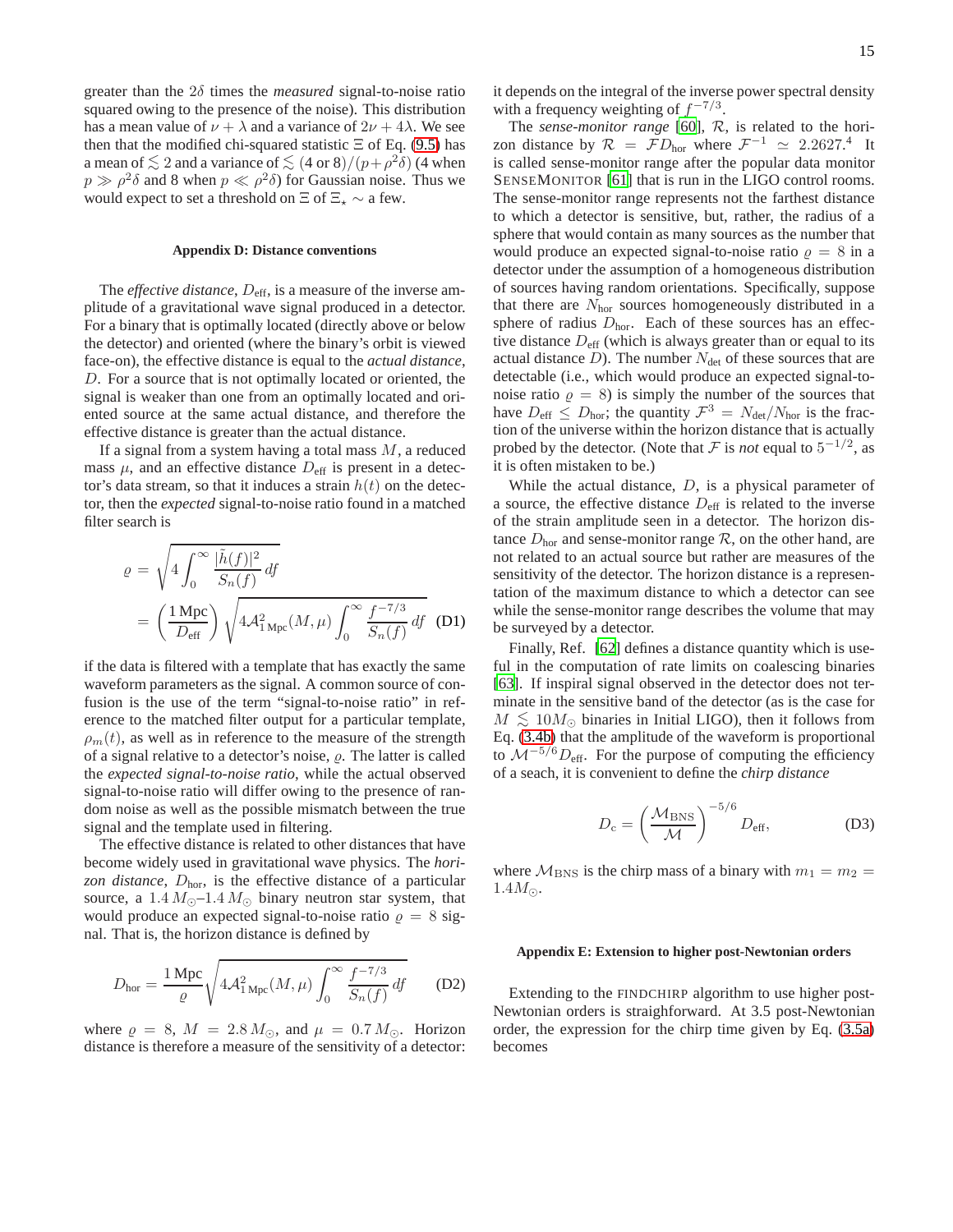greater than the $2\delta$ times the *measured* signal-to-noise ratio squared owing to the presence of the noise). This distribution has a mean value of $\nu + \lambda$ and a variance of $2\nu + 4\lambda$. We see then that the modified chi-squared statistic $\Xi$ of Eq. (9.5) has a mean of $\lesssim 2$ and a variance of $\lesssim (4 \text{ or } 8)/(p+\rho^2\delta)$ (4 when $p \gg \rho^2\delta$ and 8 when $p \ll \rho^2\delta$) for Gaussian noise. Thus we would expect to set a threshold on $\Xi$ of $\Xi_\star \sim$ a few.

### Appendix D: Distance conventions

The *effective distance*, $D_{\text{eff}}$, is a measure of the inverse amplitude of a gravitational wave signal produced in a detector. For a binary that is optimally located (directly above or below the detector) and oriented (where the binary's orbit is viewed face-on), the effective distance is equal to the *actual distance*, $D$. For a source that is not optimally located or oriented, the signal is weaker than one from an optimally located and oriented source at the same actual distance, and therefore the effective distance is greater than the actual distance.

If a signal from a system having a total mass $M$, a reduced mass $\mu$, and an effective distance $D_{\text{eff}}$ is present in a detector's data stream, so that it induces a strain $h(t)$ on the detector, then the *expected* signal-to-noise ratio found in a matched filter search is

$$
\begin{aligned}
\varrho &= \sqrt{4\int_0^\infty \frac{|\tilde{h}(f)|^2}{S_n(f)}\,df} \\
&= \left(\frac{1\,\text{Mpc}}{D_{\text{eff}}}\right)\sqrt{4\mathcal{A}_{1\,\text{Mpc}}^2(M,\mu)\int_0^\infty \frac{f^{-7/3}}{S_n(f)}\,df} \quad \text{(D1)}
\end{aligned}
$$

if the data is filtered with a template that has exactly the same waveform parameters as the signal. A common source of confusion is the use of the term "signal-to-noise ratio" in reference to the matched filter output for a particular template, $\rho_m(t)$, as well as in reference to the measure of the strength of a signal relative to a detector's noise, $\varrho$. The latter is called the *expected signal-to-noise ratio*, while the actual observed signal-to-noise ratio will differ owing to the presence of random noise as well as the possible mismatch between the true signal and the template used in filtering.

The effective distance is related to other distances that have become widely used in gravitational wave physics. The *horizon distance*, $D_{\text{hor}}$, is the effective distance of a particular source, a $1.4\,M_\odot$–$1.4\,M_\odot$ binary neutron star system, that would produce an expected signal-to-noise ratio $\varrho = 8$ signal. That is, the horizon distance is defined by

$$
D_{\text{hor}} = \frac{1\,\text{Mpc}}{\varrho}\sqrt{4\mathcal{A}_{1\,\text{Mpc}}^2(M,\mu)\int_0^\infty \frac{f^{-7/3}}{S_n(f)}\,df} \quad \text{(D2)}
$$

where $\varrho = 8$, $M = 2.8\,M_\odot$, and $\mu = 0.7\,M_\odot$. Horizon distance is therefore a measure of the sensitivity of a detector: it depends on the integral of the inverse power spectral density with a frequency weighting of $f^{-7/3}$.

The *sense-monitor range* [60], $\mathcal{R}$, is related to the horizon distance by $\mathcal{R} = \mathcal{F}D_{\text{hor}}$ where $\mathcal{F}^{-1} \simeq 2.2627$.[4] It is called sense-monitor range after the popular data monitor SENSEMONITOR [61] that is run in the LIGO control rooms. The sense-monitor range represents not the farthest distance to which a detector is sensitive, but, rather, the radius of a sphere that would contain as many sources as the number that would produce an expected signal-to-noise ratio $\varrho = 8$ in a detector under the assumption of a homogeneous distribution of sources having random orientations. Specifically, suppose that there are $N_{\text{hor}}$ sources homogeneously distributed in a sphere of radius $D_{\text{hor}}$. Each of these sources has an effective distance $D_{\text{eff}}$ (which is always greater than or equal to its actual distance $D$). The number $N_{\text{det}}$ of these sources that are detectable (i.e., which would produce an expected signal-to-noise ratio $\varrho = 8$) is simply the number of the sources that have $D_{\text{eff}} \leq D_{\text{hor}}$; the quantity $\mathcal{F}^3 = N_{\text{det}}/N_{\text{hor}}$ is the fraction of the universe within the horizon distance that is actually probed by the detector. (Note that $\mathcal{F}$ is *not* equal to $5^{-1/2}$, as it is often mistaken to be.)

While the actual distance, $D$, is a physical parameter of a source, the effective distance $D_{\text{eff}}$ is related to the inverse of the strain amplitude seen in a detector. The horizon distance $D_{\text{hor}}$ and sense-monitor range $\mathcal{R}$, on the other hand, are not related to an actual source but rather are measures of the sensitivity of the detector. The horizon distance is a representation of the maximum distance to which a detector can see while the sense-monitor range describes the volume that may be surveyed by a detector.

Finally, Ref. [62] defines a distance quantity which is useful in the computation of rate limits on coalescing binaries [63]. If inspiral signal observed in the detector does not terminate in the sensitive band of the detector (as is the case for $M \lesssim 10M_\odot$ binaries in Initial LIGO), then it follows from Eq. (3.4b) that the amplitude of the waveform is proportional to $\mathcal{M}^{-5/6}D_{\text{eff}}$. For the purpose of computing the efficiency of a seach, it is convenient to define the *chirp distance*

$$
D_{\text{c}} = \left(\frac{\mathcal{M}_{\text{BNS}}}{\mathcal{M}}\right)^{-5/6} D_{\text{eff}}, \quad \text{(D3)}
$$

where $\mathcal{M}_{\text{BNS}}$ is the chirp mass of a binary with $m_1 = m_2 = 1.4M_\odot$.

### Appendix E: Extension to higher post-Newtonian orders

Extending to the FINDCHIRP algorithm to use higher post-Newtonian orders is straighforward. At 3.5 post-Newtonian order, the expression for the chirp time given by Eq. (3.5a) becomes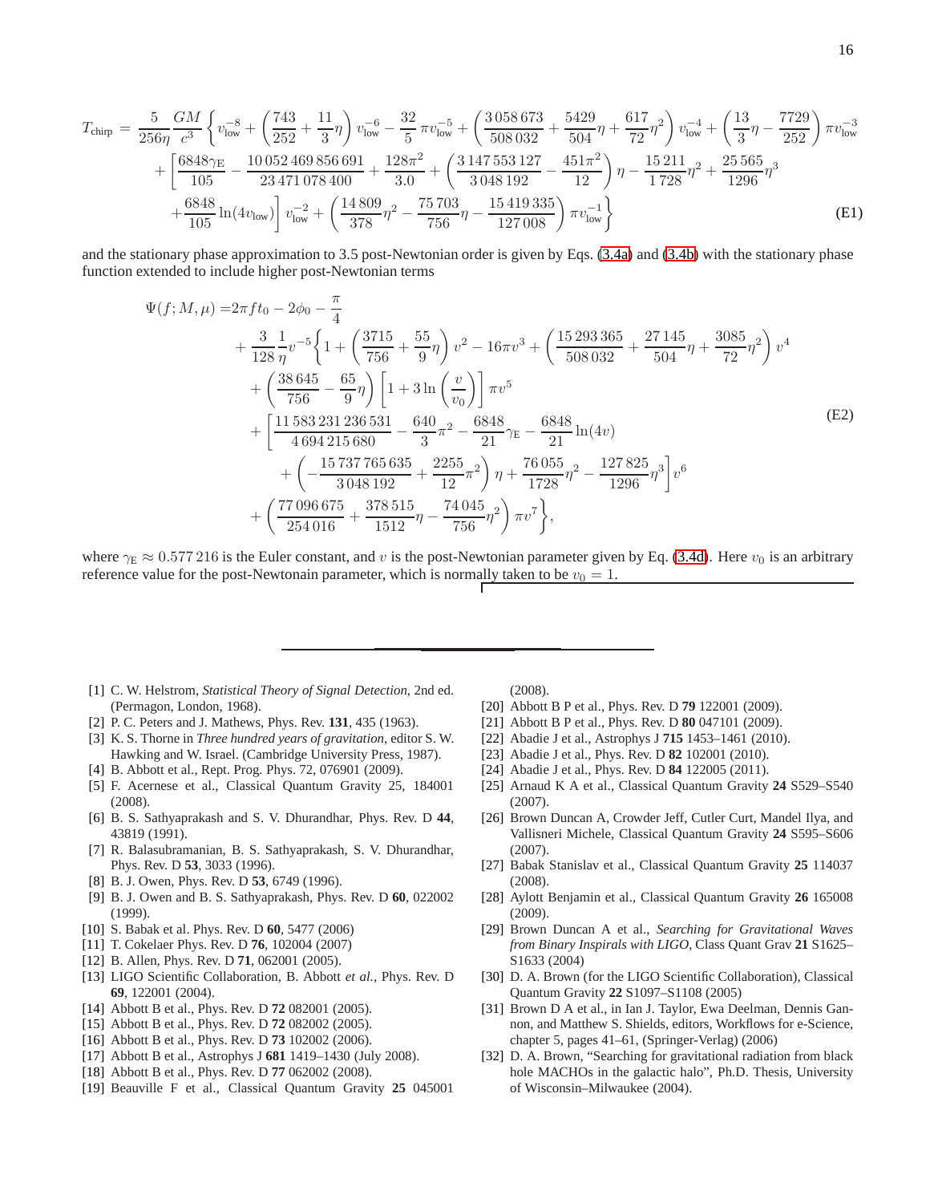$$
\begin{aligned}
T_{\text{chirp}} = \frac{5}{256\eta}\frac{GM}{c^3}\Bigg\{ & v_{\text{low}}^{-8} + \left(\frac{743}{252} + \frac{11}{3}\eta\right) v_{\text{low}}^{-6} - \frac{32}{5}\pi v_{\text{low}}^{-5} + \left(\frac{3\,058\,673}{508\,032} + \frac{5429}{504}\eta + \frac{617}{72}\eta^2\right) v_{\text{low}}^{-4} + \left(\frac{13}{3}\eta - \frac{7729}{252}\right)\pi v_{\text{low}}^{-3} \\
& + \left[\frac{6848\gamma_{\text{E}}}{105} - \frac{10\,052\,469\,856\,691}{23\,471\,078\,400} + \frac{128\pi^2}{3.0} + \left(\frac{3\,147\,553\,127}{3\,048\,192} - \frac{451\pi^2}{12}\right)\eta - \frac{15\,211}{1\,728}\eta^2 + \frac{25\,565}{1296}\eta^3 \right. \\
& \left. + \frac{6848}{105}\ln(4v_{\text{low}})\right] v_{\text{low}}^{-2} + \left(\frac{14\,809}{378}\eta^2 - \frac{75\,703}{756}\eta - \frac{15\,419\,335}{127\,008}\right)\pi v_{\text{low}}^{-1}\Bigg\}
\end{aligned}
\tag{E1}
$$

and the stationary phase approximation to 3.5 post-Newtonian order is given by Eqs. (3.4a) and (3.4b) with the stationary phase function extended to include higher post-Newtonian terms

$$
\begin{aligned}
\Psi(f; M, \mu) = & 2\pi f t_0 - 2\phi_0 - \frac{\pi}{4} \\
& + \frac{3}{128}\frac{1}{\eta}v^{-5}\Bigg\{1 + \left(\frac{3715}{756} + \frac{55}{9}\eta\right)v^2 - 16\pi v^3 + \left(\frac{15\,293\,365}{508\,032} + \frac{27\,145}{504}\eta + \frac{3085}{72}\eta^2\right)v^4 \\
& + \left(\frac{38\,645}{756} - \frac{65}{9}\eta\right)\left[1 + 3\ln\left(\frac{v}{v_0}\right)\right]\pi v^5 \\
& + \left[\frac{11\,583\,231\,236\,531}{4\,694\,215\,680} - \frac{640}{3}\pi^2 - \frac{6848}{21}\gamma_{\text{E}} - \frac{6848}{21}\ln(4v) \right. \\
& \left. + \left(-\frac{15\,737\,765\,635}{3\,048\,192} + \frac{2255}{12}\pi^2\right)\eta + \frac{76\,055}{1728}\eta^2 - \frac{127\,825}{1296}\eta^3\right]v^6 \\
& + \left(\frac{77\,096\,675}{254\,016} + \frac{378\,515}{1512}\eta - \frac{74\,045}{756}\eta^2\right)\pi v^7\Bigg\},
\end{aligned}
\tag{E2}
$$

where $\gamma_{\text{E}} \approx 0.577\,216$ is the Euler constant, and $v$ is the post-Newtonian parameter given by Eq. (3.4d). Here $v_0$ is an arbitrary reference value for the post-Newtonain parameter, which is normally taken to be $v_0 = 1$.

---

[1] C. W. Helstrom, *Statistical Theory of Signal Detection*, 2nd ed. (Permagon, London, 1968).
[2] P. C. Peters and J. Mathews, Phys. Rev. **131**, 435 (1963).
[3] K. S. Thorne in *Three hundred years of gravitation*, editor S. W. Hawking and W. Israel. (Cambridge University Press, 1987).
[4] B. Abbott et al., Rept. Prog. Phys. 72, 076901 (2009).
[5] F. Acernese et al., Classical Quantum Gravity 25, 184001 (2008).
[6] B. S. Sathyaprakash and S. V. Dhurandhar, Phys. Rev. D **44**, 43819 (1991).
[7] R. Balasubramanian, B. S. Sathyaprakash, S. V. Dhurandhar, Phys. Rev. D **53**, 3033 (1996).
[8] B. J. Owen, Phys. Rev. D **53**, 6749 (1996).
[9] B. J. Owen and B. S. Sathyaprakash, Phys. Rev. D **60**, 022002 (1999).
[10] S. Babak et al. Phys. Rev. D **60**, 5477 (2006)
[11] T. Cokelaer Phys. Rev. D **76**, 102004 (2007)
[12] B. Allen, Phys. Rev. D **71**, 062001 (2005).
[13] LIGO Scientific Collaboration, B. Abbott *et al.*, Phys. Rev. D **69**, 122001 (2004).
[14] Abbott B et al., Phys. Rev. D **72** 082001 (2005).
[15] Abbott B et al., Phys. Rev. D **72** 082002 (2005).
[16] Abbott B et al., Phys. Rev. D **73** 102002 (2006).
[17] Abbott B et al., Astrophys J **681** 1419–1430 (July 2008).
[18] Abbott B et al., Phys. Rev. D **77** 062002 (2008).
[19] Beauville F et al., Classical Quantum Gravity **25** 045001 (2008).
[20] Abbott B P et al., Phys. Rev. D **79** 122001 (2009).
[21] Abbott B P et al., Phys. Rev. D **80** 047101 (2009).
[22] Abadie J et al., Astrophys J **715** 1453–1461 (2010).
[23] Abadie J et al., Phys. Rev. D **82** 102001 (2010).
[24] Abadie J et al., Phys. Rev. D **84** 122005 (2011).
[25] Arnaud K A et al., Classical Quantum Gravity **24** S529–S540 (2007).
[26] Brown Duncan A, Crowder Jeff, Cutler Curt, Mandel Ilya, and Vallisneri Michele, Classical Quantum Gravity **24** S595–S606 (2007).
[27] Babak Stanislav et al., Classical Quantum Gravity **25** 114037 (2008).
[28] Aylott Benjamin et al., Classical Quantum Gravity **26** 165008 (2009).
[29] Brown Duncan A et al., *Searching for Gravitational Waves from Binary Inspirals with LIGO*, Class Quant Grav **21** S1625–S1633 (2004)
[30] D. A. Brown (for the LIGO Scientific Collaboration), Classical Quantum Gravity **22** S1097–S1108 (2005)
[31] Brown D A et al., in Ian J. Taylor, Ewa Deelman, Dennis Gannon, and Matthew S. Shields, editors, Workflows for e-Science, chapter 5, pages 41–61, (Springer-Verlag) (2006)
[32] D. A. Brown, "Searching for gravitational radiation from black hole MACHOs in the galactic halo", Ph.D. Thesis, University of Wisconsin–Milwaukee (2004).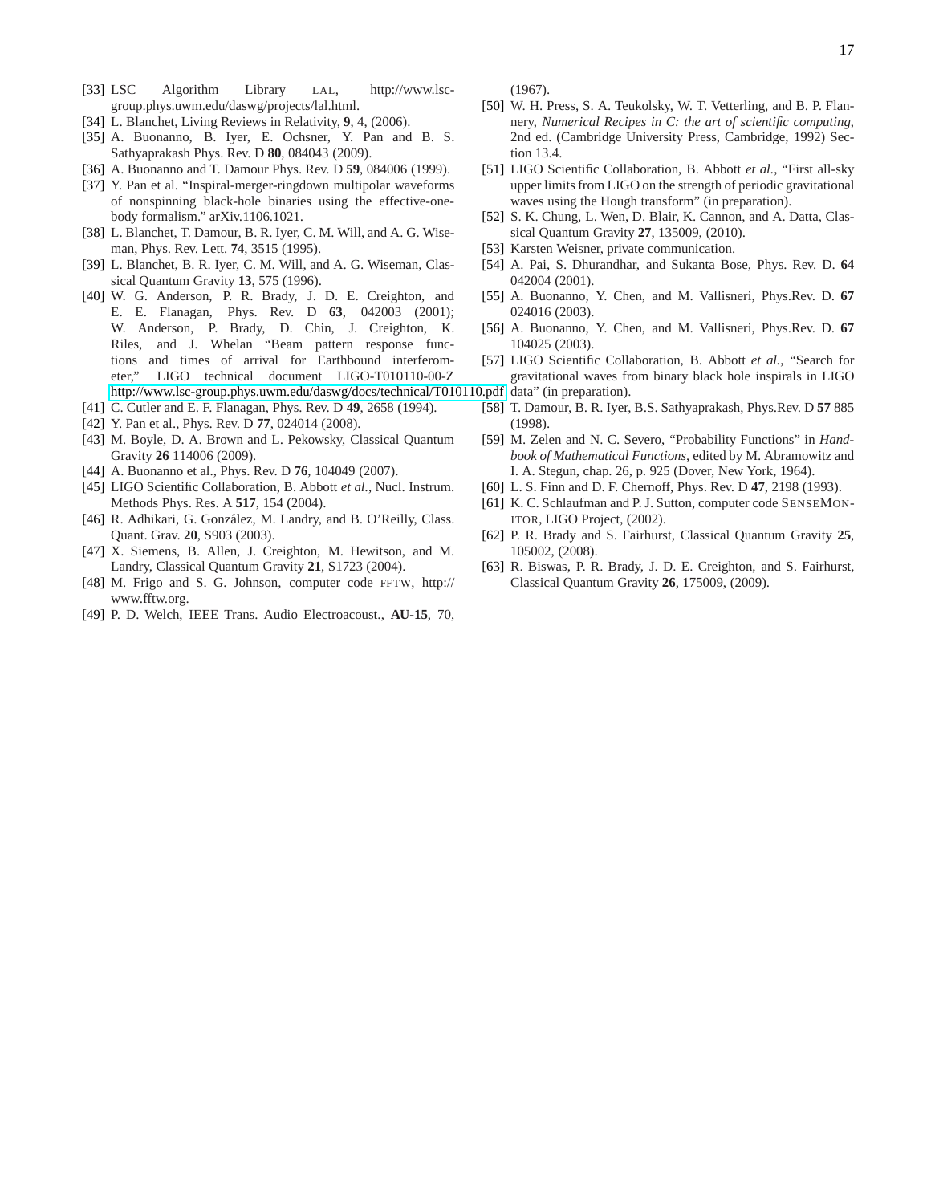[33] LSC Algorithm Library LAL, http://www.lsc-group.phys.uwm.edu/daswg/projects/lal.html.

[34] L. Blanchet, Living Reviews in Relativity, **9**, 4, (2006).

[35] A. Buonanno, B. Iyer, E. Ochsner, Y. Pan and B. S. Sathyaprakash Phys. Rev. D **80**, 084043 (2009).

[36] A. Buonanno and T. Damour Phys. Rev. D **59**, 084006 (1999).

[37] Y. Pan et al. "Inspiral-merger-ringdown multipolar waveforms of nonspinning black-hole binaries using the effective-one-body formalism." arXiv.1106.1021.

[38] L. Blanchet, T. Damour, B. R. Iyer, C. M. Will, and A. G. Wiseman, Phys. Rev. Lett. **74**, 3515 (1995).

[39] L. Blanchet, B. R. Iyer, C. M. Will, and A. G. Wiseman, Classical Quantum Gravity **13**, 575 (1996).

[40] W. G. Anderson, P. R. Brady, J. D. E. Creighton, and E. E. Flanagan, Phys. Rev. D **63**, 042003 (2001); W. Anderson, P. Brady, D. Chin, J. Creighton, K. Riles, and J. Whelan "Beam pattern response functions and times of arrival for Earthbound interferometer," LIGO technical document LIGO-T010110-00-Z http://www.lsc-group.phys.uwm.edu/daswg/docs/technical/T010110.pdf

[41] C. Cutler and E. F. Flanagan, Phys. Rev. D **49**, 2658 (1994).

[42] Y. Pan et al., Phys. Rev. D **77**, 024014 (2008).

[43] M. Boyle, D. A. Brown and L. Pekowsky, Classical Quantum Gravity **26** 114006 (2009).

[44] A. Buonanno et al., Phys. Rev. D **76**, 104049 (2007).

[45] LIGO Scientific Collaboration, B. Abbott *et al.*, Nucl. Instrum. Methods Phys. Res. A **517**, 154 (2004).

[46] R. Adhikari, G. González, M. Landry, and B. O'Reilly, Class. Quant. Grav. **20**, S903 (2003).

[47] X. Siemens, B. Allen, J. Creighton, M. Hewitson, and M. Landry, Classical Quantum Gravity **21**, S1723 (2004).

[48] M. Frigo and S. G. Johnson, computer code FFTW, http://www.fftw.org.

[49] P. D. Welch, IEEE Trans. Audio Electroacoust., **AU-15**, 70, (1967).

[50] W. H. Press, S. A. Teukolsky, W. T. Vetterling, and B. P. Flannery, *Numerical Recipes in C: the art of scientific computing*, 2nd ed. (Cambridge University Press, Cambridge, 1992) Section 13.4.

[51] LIGO Scientific Collaboration, B. Abbott *et al.*, "First all-sky upper limits from LIGO on the strength of periodic gravitational waves using the Hough transform" (in preparation).

[52] S. K. Chung, L. Wen, D. Blair, K. Cannon, and A. Datta, Classical Quantum Gravity **27**, 135009, (2010).

[53] Karsten Weisner, private communication.

[54] A. Pai, S. Dhurandhar, and Sukanta Bose, Phys. Rev. D. **64** 042004 (2001).

[55] A. Buonanno, Y. Chen, and M. Vallisneri, Phys.Rev. D. **67** 024016 (2003).

[56] A. Buonanno, Y. Chen, and M. Vallisneri, Phys.Rev. D. **67** 104025 (2003).

[57] LIGO Scientific Collaboration, B. Abbott *et al.*, "Search for gravitational waves from binary black hole inspirals in LIGO data" (in preparation).

[58] T. Damour, B. R. Iyer, B.S. Sathyaprakash, Phys.Rev. D **57** 885 (1998).

[59] M. Zelen and N. C. Severo, "Probability Functions" in *Handbook of Mathematical Functions*, edited by M. Abramowitz and I. A. Stegun, chap. 26, p. 925 (Dover, New York, 1964).

[60] L. S. Finn and D. F. Chernoff, Phys. Rev. D **47**, 2198 (1993).

[61] K. C. Schlaufman and P. J. Sutton, computer code SENSEMONITOR, LIGO Project, (2002).

[62] P. R. Brady and S. Fairhurst, Classical Quantum Gravity **25**, 105002, (2008).

[63] R. Biswas, P. R. Brady, J. D. E. Creighton, and S. Fairhurst, Classical Quantum Gravity **26**, 175009, (2009).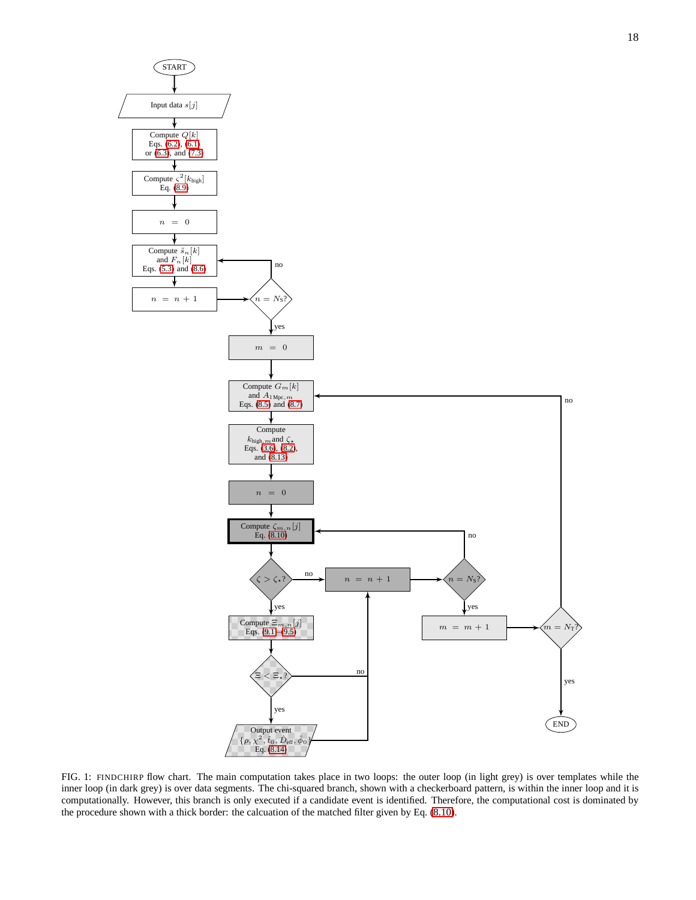START

Input data $s[j]$

Compute $Q[k]$
Eqs. (6.2), (6.1)
or (6.3), and (7.3)

Compute $\varsigma^2[k_{\text{high}}]$
Eq. (8.9)

$n = 0$

Compute $\tilde{s}_n[k]$
and $F_n[k]$
Eqs. (5.3) and (8.6)

$n = n + 1$

$n = N_S$?

no

yes

$m = 0$

Compute $G_m[k]$
and $A_{1\,\text{Mpc},m}$
Eqs. (8.5) and (8.7)

Compute
$k_{\text{high},m}$ and $\zeta_\star$
Eqs. (3.6), (8.2),
and (8.13)

$n = 0$

Compute $\zeta_{m,n}[j]$
Eq. (8.10)

$\zeta > \zeta_\star$?

no

yes

$n = n + 1$

$n = N_S$?

no

yes

Compute $\Xi_{m,n}[j]$
Eqs. (9.1)–(9.5)

$m = m + 1$

$m = N_T$?

no

yes

$\Xi < \Xi_\star$?

no

yes

Output event
$\{\rho, \chi^2, \hat{t}_0, \hat{D}_{\text{eff}}, \hat{\phi}_0\}$
Eq. (8.14)

END

FIG. 1: FINDCHIRP flow chart. The main computation takes place in two loops: the outer loop (in light grey) is over templates while the inner loop (in dark grey) is over data segments. The chi-squared branch, shown with a checkerboard pattern, is within the inner loop and it is computationally. However, this branch is only executed if a candidate event is identified. Therefore, the computational cost is dominated by the procedure shown with a thick border: the calcuation of the matched filter given by Eq. (8.10).